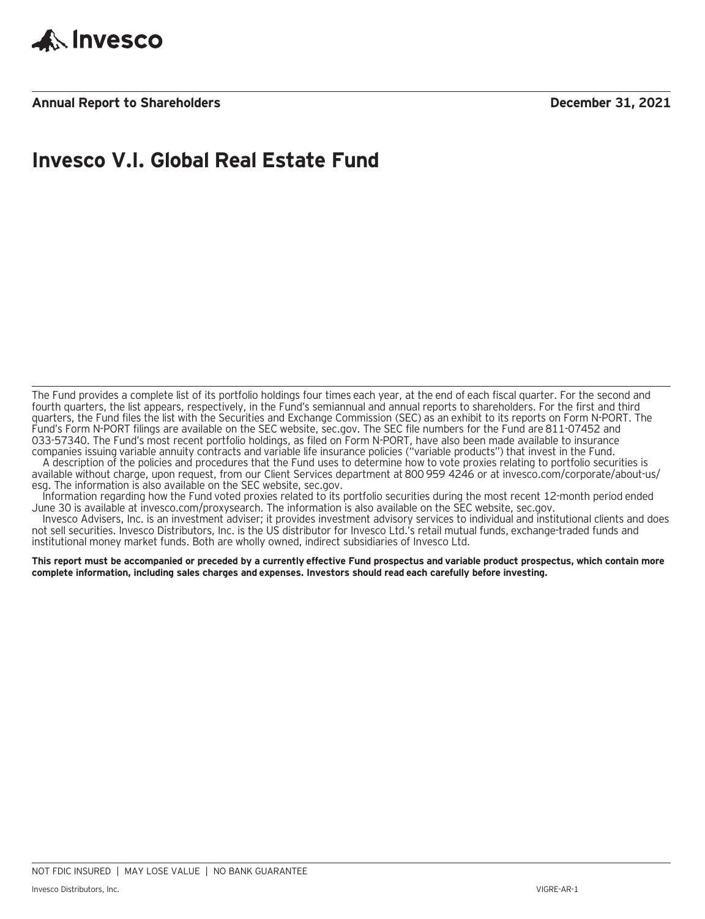Invesco

**Annual Report to Shareholders** **December 31, 2021**

# Invesco V.I. Global Real Estate Fund

The Fund provides a complete list of its portfolio holdings four times each year, at the end of each fiscal quarter. For the second and fourth quarters, the list appears, respectively, in the Fund's semiannual and annual reports to shareholders. For the first and third quarters, the Fund files the list with the Securities and Exchange Commission (SEC) as an exhibit to its reports on Form N-PORT. The Fund's Form N-PORT filings are available on the SEC website, sec.gov. The SEC file numbers for the Fund are 811-07452 and 033-57340. The Fund's most recent portfolio holdings, as filed on Form N-PORT, have also been made available to insurance companies issuing variable annuity contracts and variable life insurance policies ("variable products") that invest in the Fund.

A description of the policies and procedures that the Fund uses to determine how to vote proxies relating to portfolio securities is available without charge, upon request, from our Client Services department at 800 959 4246 or at invesco.com/corporate/about-us/esg. The information is also available on the SEC website, sec.gov.

Information regarding how the Fund voted proxies related to its portfolio securities during the most recent 12-month period ended June 30 is available at invesco.com/proxysearch. The information is also available on the SEC website, sec.gov.

Invesco Advisers, Inc. is an investment adviser; it provides investment advisory services to individual and institutional clients and does not sell securities. Invesco Distributors, Inc. is the US distributor for Invesco Ltd.'s retail mutual funds, exchange-traded funds and institutional money market funds. Both are wholly owned, indirect subsidiaries of Invesco Ltd.

**This report must be accompanied or preceded by a currently effective Fund prospectus and variable product prospectus, which contain more complete information, including sales charges and expenses. Investors should read each carefully before investing.**

NOT FDIC INSURED | MAY LOSE VALUE | NO BANK GUARANTEE

Invesco Distributors, Inc. VIGRE-AR-1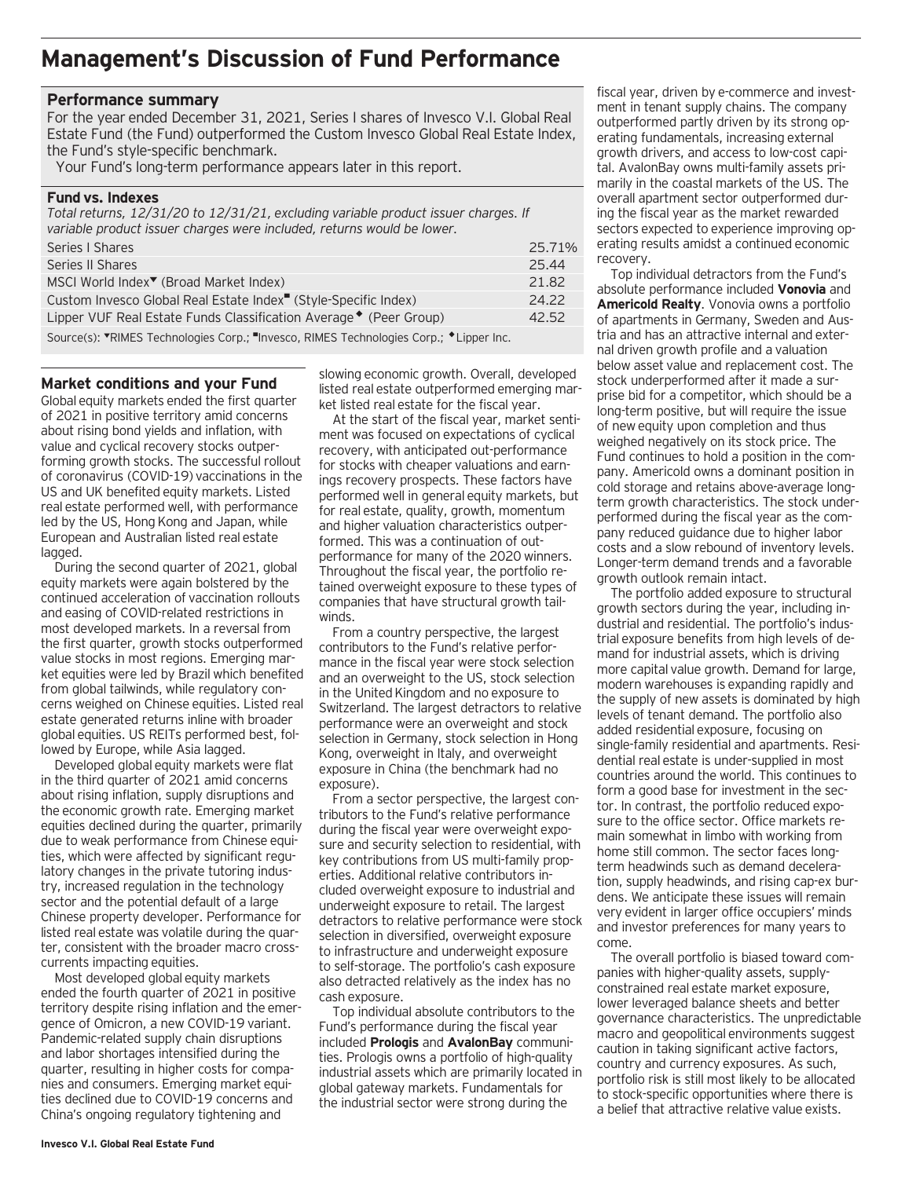# Management's Discussion of Fund Performance

## Performance summary

For the year ended December 31, 2021, Series I shares of Invesco V.I. Global Real Estate Fund (the Fund) outperformed the Custom Invesco Global Real Estate Index, the Fund's style-specific benchmark.

Your Fund's long-term performance appears later in this report.

### Fund vs. Indexes

*Total returns, 12/31/20 to 12/31/21, excluding variable product issuer charges. If variable product issuer charges were included, returns would be lower.*

| | |
|---|---|
| Series I Shares | 25.71% |
| Series II Shares | 25.44 |
| MSCI World Index▼ (Broad Market Index) | 21.82 |
| Custom Invesco Global Real Estate Index■ (Style-Specific Index) | 24.22 |
| Lipper VUF Real Estate Funds Classification Average◆ (Peer Group) | 42.52 |

Source(s): ▼RIMES Technologies Corp.; ■Invesco, RIMES Technologies Corp.; ◆Lipper Inc.

## Market conditions and your Fund

Global equity markets ended the first quarter of 2021 in positive territory amid concerns about rising bond yields and inflation, with value and cyclical recovery stocks outperforming growth stocks. The successful rollout of coronavirus (COVID-19) vaccinations in the US and UK benefited equity markets. Listed real estate performed well, with performance led by the US, Hong Kong and Japan, while European and Australian listed real estate lagged.

During the second quarter of 2021, global equity markets were again bolstered by the continued acceleration of vaccination rollouts and easing of COVID-related restrictions in most developed markets. In a reversal from the first quarter, growth stocks outperformed value stocks in most regions. Emerging market equities were led by Brazil which benefited from global tailwinds, while regulatory concerns weighed on Chinese equities. Listed real estate generated returns inline with broader global equities. US REITs performed best, followed by Europe, while Asia lagged.

Developed global equity markets were flat in the third quarter of 2021 amid concerns about rising inflation, supply disruptions and the economic growth rate. Emerging market equities declined during the quarter, primarily due to weak performance from Chinese equities, which were affected by significant regulatory changes in the private tutoring industry, increased regulation in the technology sector and the potential default of a large Chinese property developer. Performance for listed real estate was volatile during the quarter, consistent with the broader macro crosscurrents impacting equities.

Most developed global equity markets ended the fourth quarter of 2021 in positive territory despite rising inflation and the emergence of Omicron, a new COVID-19 variant. Pandemic-related supply chain disruptions and labor shortages intensified during the quarter, resulting in higher costs for companies and consumers. Emerging market equities declined due to COVID-19 concerns and China's ongoing regulatory tightening and slowing economic growth. Overall, developed listed real estate outperformed emerging market listed real estate for the fiscal year.

At the start of the fiscal year, market sentiment was focused on expectations of cyclical recovery, with anticipated out-performance for stocks with cheaper valuations and earnings recovery prospects. These factors have performed well in general equity markets, but for real estate, quality, growth, momentum and higher valuation characteristics outperformed. This was a continuation of outperformance for many of the 2020 winners. Throughout the fiscal year, the portfolio retained overweight exposure to these types of companies that have structural growth tailwinds.

From a country perspective, the largest contributors to the Fund's relative performance in the fiscal year were stock selection and an overweight to the US, stock selection in the United Kingdom and no exposure to Switzerland. The largest detractors to relative performance were an overweight and stock selection in Germany, stock selection in Hong Kong, overweight in Italy, and overweight exposure in China (the benchmark had no exposure).

From a sector perspective, the largest contributors to the Fund's relative performance during the fiscal year were overweight exposure and security selection to residential, with key contributions from US multi-family properties. Additional relative contributors included overweight exposure to industrial and underweight exposure to retail. The largest detractors to relative performance were stock selection in diversified, overweight exposure to infrastructure and underweight exposure to self-storage. The portfolio's cash exposure also detracted relatively as the index has no cash exposure.

Top individual absolute contributors to the Fund's performance during the fiscal year included **Prologis** and **AvalonBay** communities. Prologis owns a portfolio of high-quality industrial assets which are primarily located in global gateway markets. Fundamentals for the industrial sector were strong during the fiscal year, driven by e-commerce and investment in tenant supply chains. The company outperformed partly driven by its strong operating fundamentals, increasing external growth drivers, and access to low-cost capital. AvalonBay owns multi-family assets primarily in the coastal markets of the US. The overall apartment sector outperformed during the fiscal year as the market rewarded sectors expected to experience improving operating results amidst a continued economic recovery.

Top individual detractors from the Fund's absolute performance included **Vonovia** and **Americold Realty**. Vonovia owns a portfolio of apartments in Germany, Sweden and Austria and has an attractive internal and external driven growth profile and a valuation below asset value and replacement cost. The stock underperformed after it made a surprise bid for a competitor, which should be a long-term positive, but will require the issue of new equity upon completion and thus weighed negatively on its stock price. The Fund continues to hold a position in the company. Americold owns a dominant position in cold storage and retains above-average long-term growth characteristics. The stock underperformed during the fiscal year as the company reduced guidance due to higher labor costs and a slow rebound of inventory levels. Longer-term demand trends and a favorable growth outlook remain intact.

The portfolio added exposure to structural growth sectors during the year, including industrial and residential. The portfolio's industrial exposure benefits from high levels of demand for industrial assets, which is driving more capital value growth. Demand for large, modern warehouses is expanding rapidly and the supply of new assets is dominated by high levels of tenant demand. The portfolio also added residential exposure, focusing on single-family residential and apartments. Residential real estate is under-supplied in most countries around the world. This continues to form a good base for investment in the sector. In contrast, the portfolio reduced exposure to the office sector. Office markets remain somewhat in limbo with working from home still common. The sector faces long-term headwinds such as demand deceleration, supply headwinds, and rising cap-ex burdens. We anticipate these issues will remain very evident in larger office occupiers' minds and investor preferences for many years to come.

The overall portfolio is biased toward companies with higher-quality assets, supply-constrained real estate market exposure, lower leveraged balance sheets and better governance characteristics. The unpredictable macro and geopolitical environments suggest caution in taking significant active factors, country and currency exposures. As such, portfolio risk is still most likely to be allocated to stock-specific opportunities where there is a belief that attractive relative value exists.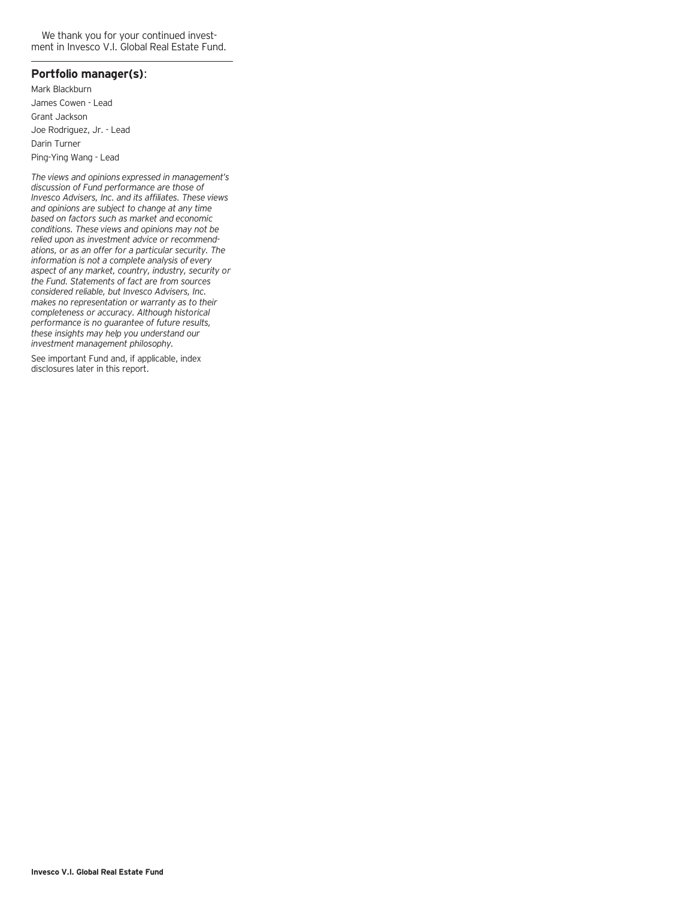We thank you for your continued investment in Invesco V.I. Global Real Estate Fund.

---

## Portfolio manager(s):

Mark Blackburn

James Cowen - Lead

Grant Jackson

Joe Rodriguez, Jr. - Lead

Darin Turner

Ping-Ying Wang - Lead

*The views and opinions expressed in management's discussion of Fund performance are those of Invesco Advisers, Inc. and its affiliates. These views and opinions are subject to change at any time based on factors such as market and economic conditions. These views and opinions may not be relied upon as investment advice or recommendations, or as an offer for a particular security. The information is not a complete analysis of every aspect of any market, country, industry, security or the Fund. Statements of fact are from sources considered reliable, but Invesco Advisers, Inc. makes no representation or warranty as to their completeness or accuracy. Although historical performance is no guarantee of future results, these insights may help you understand our investment management philosophy.*

See important Fund and, if applicable, index disclosures later in this report.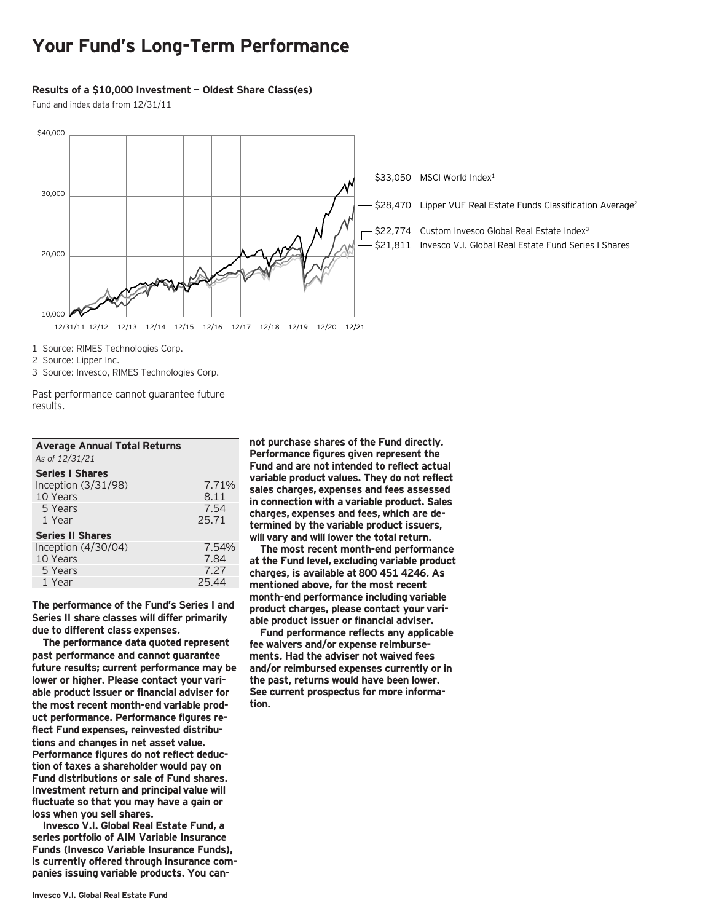# Your Fund's Long-Term Performance

**Results of a $10,000 Investment — Oldest Share Class(es)**

Fund and index data from 12/31/11

$40,000

30,000

20,000

10,000

12/31/11 12/12 12/13 12/14 12/15 12/16 12/17 12/18 12/19 12/20 12/21

$33,050 MSCI World Index[1]

$28,470 Lipper VUF Real Estate Funds Classification Average[2]

$22,774 Custom Invesco Global Real Estate Index[3]

$21,811 Invesco V.I. Global Real Estate Fund Series I Shares

1 Source: RIMES Technologies Corp.

2 Source: Lipper Inc.

3 Source: Invesco, RIMES Technologies Corp.

Past performance cannot guarantee future results.

| Average Annual Total Returns | |
|---|---|
| *As of 12/31/21* | |
| **Series I Shares** | |
| Inception (3/31/98) | 7.71% |
| 10 Years | 8.11 |
| 5 Years | 7.54 |
| 1 Year | 25.71 |
| **Series II Shares** | |
| Inception (4/30/04) | 7.54% |
| 10 Years | 7.84 |
| 5 Years | 7.27 |
| 1 Year | 25.44 |

**The performance of the Fund's Series I and Series II share classes will differ primarily due to different class expenses.**

**The performance data quoted represent past performance and cannot guarantee future results; current performance may be lower or higher. Please contact your variable product issuer or financial adviser for the most recent month-end variable product performance. Performance figures reflect Fund expenses, reinvested distributions and changes in net asset value. Performance figures do not reflect deduction of taxes a shareholder would pay on Fund distributions or sale of Fund shares. Investment return and principal value will fluctuate so that you may have a gain or loss when you sell shares.**

**Invesco V.I. Global Real Estate Fund, a series portfolio of AIM Variable Insurance Funds (Invesco Variable Insurance Funds), is currently offered through insurance companies issuing variable products. You cannot purchase shares of the Fund directly. Performance figures given represent the Fund and are not intended to reflect actual variable product values. They do not reflect sales charges, expenses and fees assessed in connection with a variable product. Sales charges, expenses and fees, which are determined by the variable product issuers, will vary and will lower the total return.**

**The most recent month-end performance at the Fund level, excluding variable product charges, is available at 800 451 4246. As mentioned above, for the most recent month-end performance including variable product charges, please contact your variable product issuer or financial adviser.**

**Fund performance reflects any applicable fee waivers and/or expense reimbursements. Had the adviser not waived fees and/or reimbursed expenses currently or in the past, returns would have been lower. See current prospectus for more information.**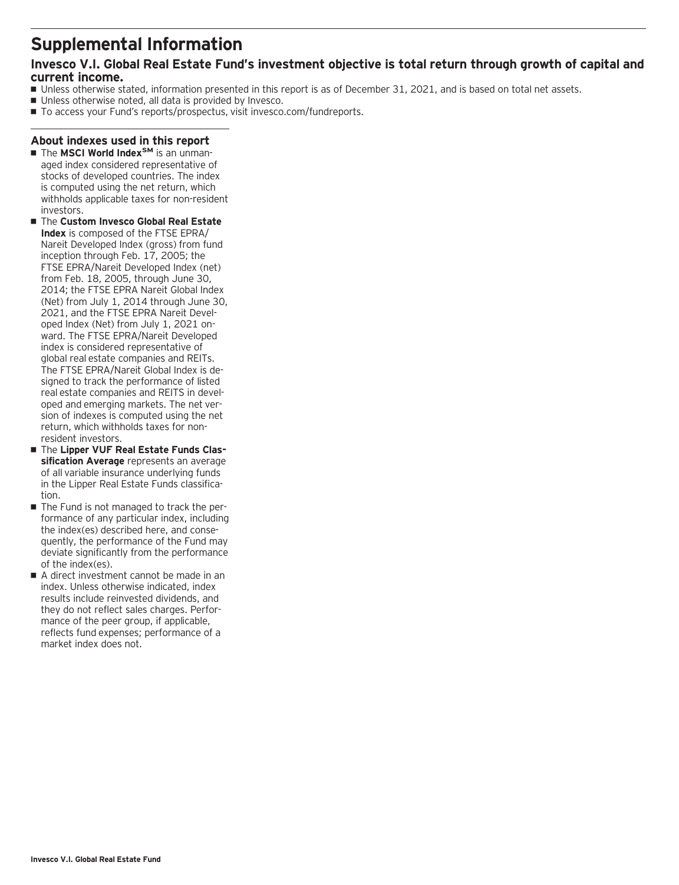# Supplemental Information

## Invesco V.I. Global Real Estate Fund's investment objective is total return through growth of capital and current income.

- Unless otherwise stated, information presented in this report is as of December 31, 2021, and is based on total net assets.
- Unless otherwise noted, all data is provided by Invesco.
- To access your Fund's reports/prospectus, visit invesco.com/fundreports.

### About indexes used in this report

- The **MSCI World Index℠** is an unmanaged index considered representative of stocks of developed countries. The index is computed using the net return, which withholds applicable taxes for non-resident investors.
- The **Custom Invesco Global Real Estate Index** is composed of the FTSE EPRA/Nareit Developed Index (gross) from fund inception through Feb. 17, 2005; the FTSE EPRA/Nareit Developed Index (net) from Feb. 18, 2005, through June 30, 2014; the FTSE EPRA Nareit Global Index (Net) from July 1, 2014 through June 30, 2021, and the FTSE EPRA Nareit Developed Index (Net) from July 1, 2021 onward. The FTSE EPRA/Nareit Developed index is considered representative of global real estate companies and REITs. The FTSE EPRA/Nareit Global Index is designed to track the performance of listed real estate companies and REITS in developed and emerging markets. The net version of indexes is computed using the net return, which withholds taxes for non-resident investors.
- The **Lipper VUF Real Estate Funds Classification Average** represents an average of all variable insurance underlying funds in the Lipper Real Estate Funds classification.
- The Fund is not managed to track the performance of any particular index, including the index(es) described here, and consequently, the performance of the Fund may deviate significantly from the performance of the index(es).
- A direct investment cannot be made in an index. Unless otherwise indicated, index results include reinvested dividends, and they do not reflect sales charges. Performance of the peer group, if applicable, reflects fund expenses; performance of a market index does not.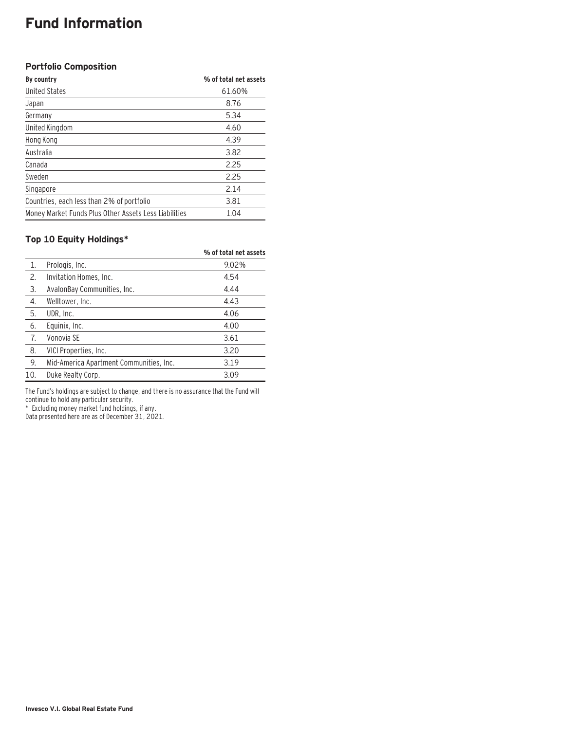# Fund Information

### Portfolio Composition

| By country | % of total net assets |
|---|---|
| United States | 61.60% |
| Japan | 8.76 |
| Germany | 5.34 |
| United Kingdom | 4.60 |
| Hong Kong | 4.39 |
| Australia | 3.82 |
| Canada | 2.25 |
| Sweden | 2.25 |
| Singapore | 2.14 |
| Countries, each less than 2% of portfolio | 3.81 |
| Money Market Funds Plus Other Assets Less Liabilities | 1.04 |

### Top 10 Equity Holdings*

| | | % of total net assets |
|---|---|---|
| 1. | Prologis, Inc. | 9.02% |
| 2. | Invitation Homes, Inc. | 4.54 |
| 3. | AvalonBay Communities, Inc. | 4.44 |
| 4. | Welltower, Inc. | 4.43 |
| 5. | UDR, Inc. | 4.06 |
| 6. | Equinix, Inc. | 4.00 |
| 7. | Vonovia SE | 3.61 |
| 8. | VICI Properties, Inc. | 3.20 |
| 9. | Mid-America Apartment Communities, Inc. | 3.19 |
| 10. | Duke Realty Corp. | 3.09 |

The Fund's holdings are subject to change, and there is no assurance that the Fund will continue to hold any particular security.

\* Excluding money market fund holdings, if any.

Data presented here are as of December 31, 2021.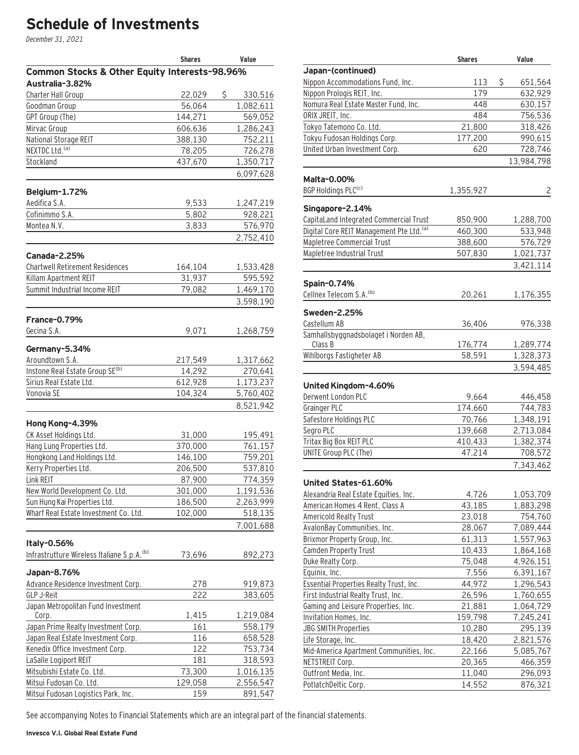# Schedule of Investments

*December 31, 2021*

| | Shares | Value |
|---|---|---|
| **Common Stocks & Other Equity Interests-98.96%** | | |
| **Australia-3.82%** | | |
| Charter Hall Group | 22,029 | $ 330,516 |
| Goodman Group | 56,064 | 1,082,611 |
| GPT Group (The) | 144,271 | 569,052 |
| Mirvac Group | 606,636 | 1,286,243 |
| National Storage REIT | 388,130 | 752,211 |
| NEXTDC Ltd.[(a)] | 78,205 | 726,278 |
| Stockland | 437,670 | 1,350,717 |
| | | 6,097,628 |
| **Belgium-1.72%** | | |
| Aedifica S.A. | 9,533 | 1,247,219 |
| Cofinimmo S.A. | 5,802 | 928,221 |
| Montea N.V. | 3,833 | 576,970 |
| | | 2,752,410 |
| **Canada-2.25%** | | |
| Chartwell Retirement Residences | 164,104 | 1,533,428 |
| Killam Apartment REIT | 31,937 | 595,592 |
| Summit Industrial Income REIT | 79,082 | 1,469,170 |
| | | 3,598,190 |
| **France-0.79%** | | |
| Gecina S.A. | 9,071 | 1,268,759 |
| **Germany-5.34%** | | |
| Aroundtown S.A. | 217,549 | 1,317,662 |
| Instone Real Estate Group SE[(b)] | 14,292 | 270,641 |
| Sirius Real Estate Ltd. | 612,928 | 1,173,237 |
| Vonovia SE | 104,324 | 5,760,402 |
| | | 8,521,942 |
| **Hong Kong-4.39%** | | |
| CK Asset Holdings Ltd. | 31,000 | 195,491 |
| Hang Lung Properties Ltd. | 370,000 | 761,157 |
| Hongkong Land Holdings Ltd. | 146,100 | 759,201 |
| Kerry Properties Ltd. | 206,500 | 537,810 |
| Link REIT | 87,900 | 774,359 |
| New World Development Co. Ltd. | 301,000 | 1,191,536 |
| Sun Hung Kai Properties Ltd. | 186,500 | 2,263,999 |
| Wharf Real Estate Investment Co. Ltd. | 102,000 | 518,135 |
| | | 7,001,688 |
| **Italy-0.56%** | | |
| Infrastrutture Wireless Italiane S.p.A.[(b)] | 73,696 | 892,273 |
| **Japan-8.76%** | | |
| Advance Residence Investment Corp. | 278 | 919,873 |
| GLP J-Reit | 222 | 383,605 |
| Japan Metropolitan Fund Investment Corp. | 1,415 | 1,219,084 |
| Japan Prime Realty Investment Corp. | 161 | 558,179 |
| Japan Real Estate Investment Corp. | 116 | 658,528 |
| Kenedix Office Investment Corp. | 122 | 753,734 |
| LaSalle Logiport REIT | 181 | 318,593 |
| Mitsubishi Estate Co. Ltd. | 73,300 | 1,016,135 |
| Mitsui Fudosan Co. Ltd. | 129,058 | 2,556,547 |
| Mitsui Fudosan Logistics Park, Inc. | 159 | 891,547 |
| **Japan-(continued)** | | |
| Nippon Accommodations Fund, Inc. | 113 | $ 651,564 |
| Nippon Prologis REIT, Inc. | 179 | 632,929 |
| Nomura Real Estate Master Fund, Inc. | 448 | 630,157 |
| ORIX JREIT, Inc. | 484 | 756,536 |
| Tokyo Tatemono Co. Ltd. | 21,800 | 318,426 |
| Tokyu Fudosan Holdings Corp. | 177,200 | 990,615 |
| United Urban Investment Corp. | 620 | 728,746 |
| | | 13,984,798 |
| **Malta-0.00%** | | |
| BGP Holdings PLC[(c)] | 1,355,927 | 2 |
| **Singapore-2.14%** | | |
| CapitaLand Integrated Commercial Trust | 850,900 | 1,288,700 |
| Digital Core REIT Management Pte Ltd.[(a)] | 460,300 | 533,948 |
| Mapletree Commercial Trust | 388,600 | 576,729 |
| Mapletree Industrial Trust | 507,830 | 1,021,737 |
| | | 3,421,114 |
| **Spain-0.74%** | | |
| Cellnex Telecom S.A.[(b)] | 20,261 | 1,176,355 |
| **Sweden-2.25%** | | |
| Castellum AB | 36,406 | 976,338 |
| Samhallsbyggnadsbolaget i Norden AB, Class B | 176,774 | 1,289,774 |
| Wihlborgs Fastigheter AB | 58,591 | 1,328,373 |
| | | 3,594,485 |
| **United Kingdom-4.60%** | | |
| Derwent London PLC | 9,664 | 446,458 |
| Grainger PLC | 174,660 | 744,783 |
| Safestore Holdings PLC | 70,766 | 1,348,191 |
| Segro PLC | 139,668 | 2,713,084 |
| Tritax Big Box REIT PLC | 410,433 | 1,382,374 |
| UNITE Group PLC (The) | 47,214 | 708,572 |
| | | 7,343,462 |
| **United States-61.60%** | | |
| Alexandria Real Estate Equities, Inc. | 4,726 | 1,053,709 |
| American Homes 4 Rent, Class A | 43,185 | 1,883,298 |
| Americold Realty Trust | 23,018 | 754,760 |
| AvalonBay Communities, Inc. | 28,067 | 7,089,444 |
| Brixmor Property Group, Inc. | 61,313 | 1,557,963 |
| Camden Property Trust | 10,433 | 1,864,168 |
| Duke Realty Corp. | 75,048 | 4,926,151 |
| Equinix, Inc. | 7,556 | 6,391,167 |
| Essential Properties Realty Trust, Inc. | 44,972 | 1,296,543 |
| First Industrial Realty Trust, Inc. | 26,596 | 1,760,655 |
| Gaming and Leisure Properties, Inc. | 21,881 | 1,064,729 |
| Invitation Homes, Inc. | 159,798 | 7,245,241 |
| JBG SMITH Properties | 10,280 | 295,139 |
| Life Storage, Inc. | 18,420 | 2,821,576 |
| Mid-America Apartment Communities, Inc. | 22,166 | 5,085,767 |
| NETSTREIT Corp. | 20,365 | 466,359 |
| Outfront Media, Inc. | 11,040 | 296,093 |
| PotlatchDeltic Corp. | 14,552 | 876,321 |

See accompanying Notes to Financial Statements which are an integral part of the financial statements.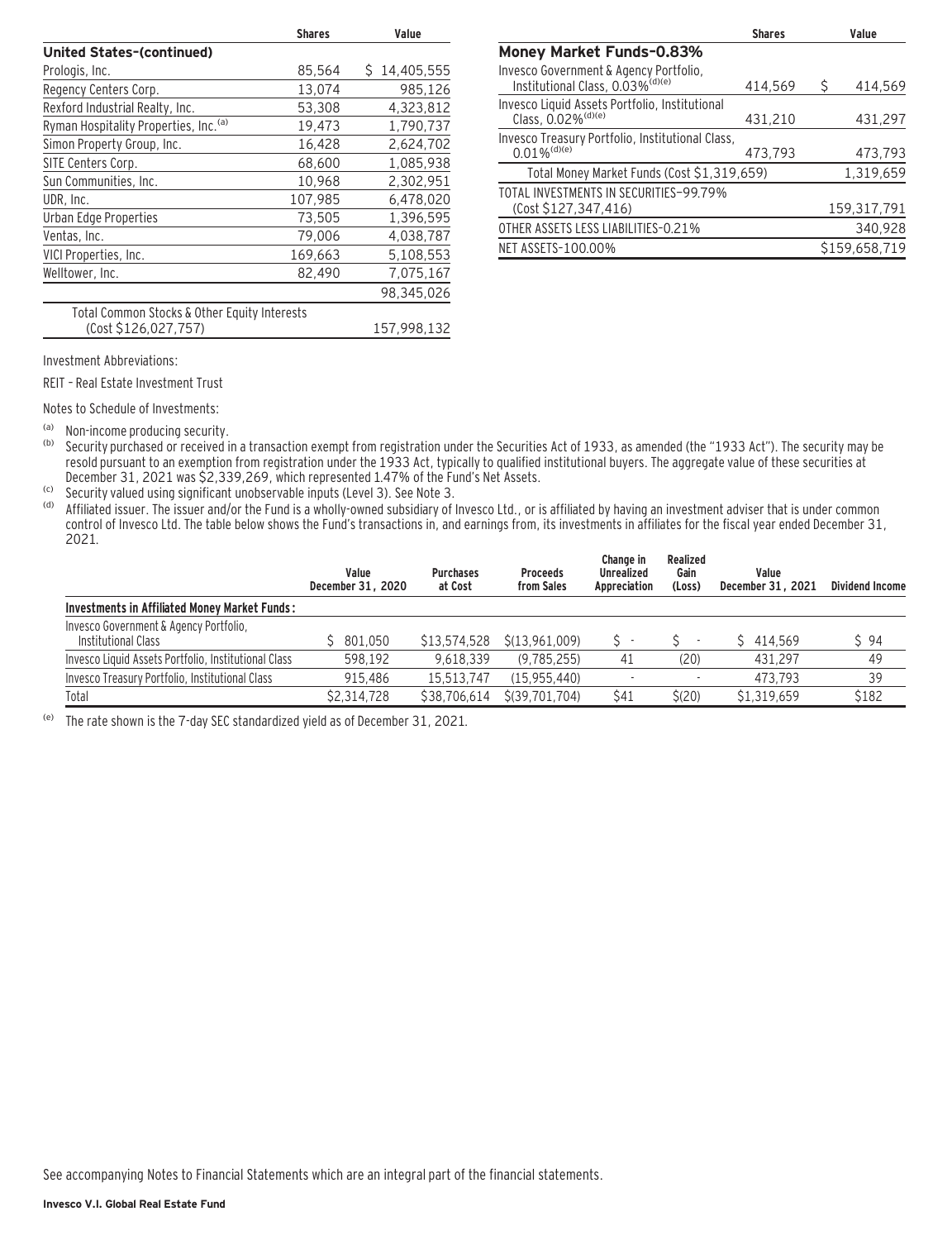| | Shares | Value |
|---|---|---|
| **United States–(continued)** | | |
| Prologis, Inc. | 85,564 | $ 14,405,555 |
| Regency Centers Corp. | 13,074 | 985,126 |
| Rexford Industrial Realty, Inc. | 53,308 | 4,323,812 |
| Ryman Hospitality Properties, Inc.[(a)] | 19,473 | 1,790,737 |
| Simon Property Group, Inc. | 16,428 | 2,624,702 |
| SITE Centers Corp. | 68,600 | 1,085,938 |
| Sun Communities, Inc. | 10,968 | 2,302,951 |
| UDR, Inc. | 107,985 | 6,478,020 |
| Urban Edge Properties | 73,505 | 1,396,595 |
| Ventas, Inc. | 79,006 | 4,038,787 |
| VICI Properties, Inc. | 169,663 | 5,108,553 |
| Welltower, Inc. | 82,490 | 7,075,167 |
| | | 98,345,026 |
| Total Common Stocks & Other Equity Interests (Cost $126,027,757) | | 157,998,132 |

| | Shares | Value |
|---|---|---|
| **Money Market Funds–0.83%** | | |
| Invesco Government & Agency Portfolio, Institutional Class, 0.03%[(d)(e)] | 414,569 | $ 414,569 |
| Invesco Liquid Assets Portfolio, Institutional Class, 0.02%[(d)(e)] | 431,210 | 431,297 |
| Invesco Treasury Portfolio, Institutional Class, 0.01%[(d)(e)] | 473,793 | 473,793 |
| Total Money Market Funds (Cost $1,319,659) | | 1,319,659 |
| TOTAL INVESTMENTS IN SECURITIES–99.79% (Cost $127,347,416) | | 159,317,791 |
| OTHER ASSETS LESS LIABILITIES-0.21% | | 340,928 |
| NET ASSETS–100.00% | | $159,658,719 |

Investment Abbreviations:

REIT – Real Estate Investment Trust

Notes to Schedule of Investments:

(a) Non-income producing security.

(b) Security purchased or received in a transaction exempt from registration under the Securities Act of 1933, as amended (the "1933 Act"). The security may be resold pursuant to an exemption from registration under the 1933 Act, typically to qualified institutional buyers. The aggregate value of these securities at December 31, 2021 was $2,339,269, which represented 1.47% of the Fund's Net Assets.

(c) Security valued using significant unobservable inputs (Level 3). See Note 3.

(d) Affiliated issuer. The issuer and/or the Fund is a wholly-owned subsidiary of Invesco Ltd., or is affiliated by having an investment adviser that is under common control of Invesco Ltd. The table below shows the Fund's transactions in, and earnings from, its investments in affiliates for the fiscal year ended December 31, 2021.

| | Value December 31, 2020 | Purchases at Cost | Proceeds from Sales | Change in Unrealized Appreciation | Realized Gain (Loss) | Value December 31, 2021 | Dividend Income |
|---|---|---|---|---|---|---|---|
| **Investments in Affiliated Money Market Funds:** | | | | | | | |
| Invesco Government & Agency Portfolio, Institutional Class | $ 801,050 | $13,574,528 | $(13,961,009) | $ - | $ - | $ 414,569 | $ 94 |
| Invesco Liquid Assets Portfolio, Institutional Class | 598,192 | 9,618,339 | (9,785,255) | 41 | (20) | 431,297 | 49 |
| Invesco Treasury Portfolio, Institutional Class | 915,486 | 15,513,747 | (15,955,440) | - | - | 473,793 | 39 |
| Total | $2,314,728 | $38,706,614 | $(39,701,704) | $41 | $(20) | $1,319,659 | $182 |

(e) The rate shown is the 7-day SEC standardized yield as of December 31, 2021.

See accompanying Notes to Financial Statements which are an integral part of the financial statements.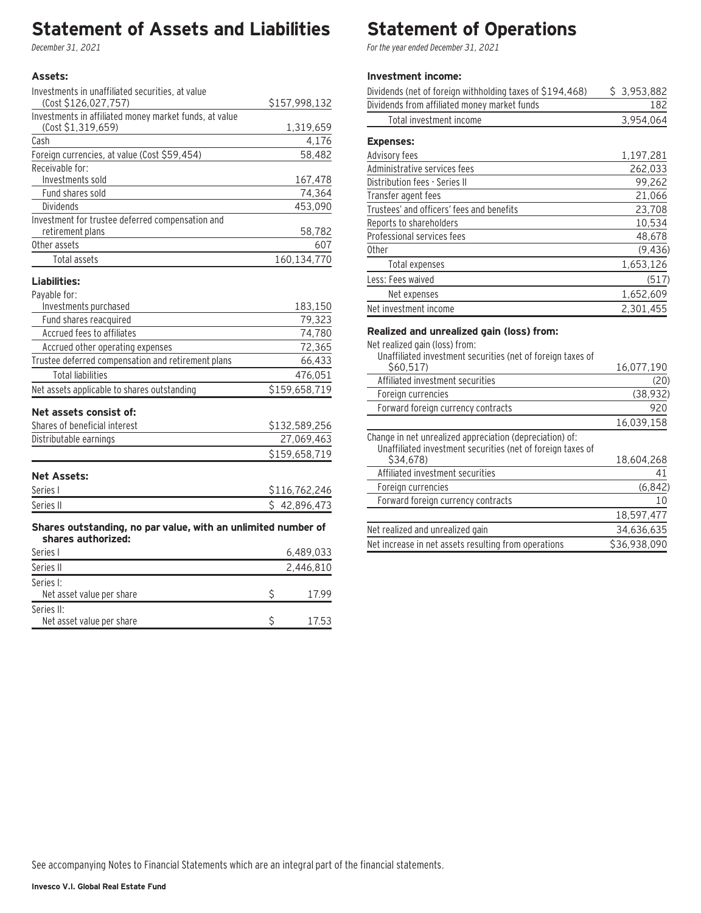# Statement of Assets and Liabilities

*December 31, 2021*

| | |
|---|---|
| **Assets:** | |
| Investments in unaffiliated securities, at value (Cost $126,027,757) | $157,998,132 |
| Investments in affiliated money market funds, at value (Cost $1,319,659) | 1,319,659 |
| Cash | 4,176 |
| Foreign currencies, at value (Cost $59,454) | 58,482 |
| Receivable for: | |
| Investments sold | 167,478 |
| Fund shares sold | 74,364 |
| Dividends | 453,090 |
| Investment for trustee deferred compensation and retirement plans | 58,782 |
| Other assets | 607 |
| Total assets | 160,134,770 |
| **Liabilities:** | |
| Payable for: | |
| Investments purchased | 183,150 |
| Fund shares reacquired | 79,323 |
| Accrued fees to affiliates | 74,780 |
| Accrued other operating expenses | 72,365 |
| Trustee deferred compensation and retirement plans | 66,433 |
| Total liabilities | 476,051 |
| Net assets applicable to shares outstanding | $159,658,719 |
| **Net assets consist of:** | |
| Shares of beneficial interest | $132,589,256 |
| Distributable earnings | 27,069,463 |
| | $159,658,719 |
| **Net Assets:** | |
| Series I | $116,762,246 |
| Series II | $ 42,896,473 |
| **Shares outstanding, no par value, with an unlimited number of shares authorized:** | |
| Series I | 6,489,033 |
| Series II | 2,446,810 |
| Series I: Net asset value per share | $ 17.99 |
| Series II: Net asset value per share | $ 17.53 |

# Statement of Operations

*For the year ended December 31, 2021*

| | |
|---|---|
| **Investment income:** | |
| Dividends (net of foreign withholding taxes of $194,468) | $ 3,953,882 |
| Dividends from affiliated money market funds | 182 |
| Total investment income | 3,954,064 |
| **Expenses:** | |
| Advisory fees | 1,197,281 |
| Administrative services fees | 262,033 |
| Distribution fees - Series II | 99,262 |
| Transfer agent fees | 21,066 |
| Trustees' and officers' fees and benefits | 23,708 |
| Reports to shareholders | 10,534 |
| Professional services fees | 48,678 |
| Other | (9,436) |
| Total expenses | 1,653,126 |
| Less: Fees waived | (517) |
| Net expenses | 1,652,609 |
| Net investment income | 2,301,455 |
| **Realized and unrealized gain (loss) from:** | |
| Net realized gain (loss) from: | |
| Unaffiliated investment securities (net of foreign taxes of $60,517) | 16,077,190 |
| Affiliated investment securities | (20) |
| Foreign currencies | (38,932) |
| Forward foreign currency contracts | 920 |
| | 16,039,158 |
| Change in net unrealized appreciation (depreciation) of: | |
| Unaffiliated investment securities (net of foreign taxes of $34,678) | 18,604,268 |
| Affiliated investment securities | 41 |
| Foreign currencies | (6,842) |
| Forward foreign currency contracts | 10 |
| | 18,597,477 |
| Net realized and unrealized gain | 34,636,635 |
| Net increase in net assets resulting from operations | $36,938,090 |

See accompanying Notes to Financial Statements which are an integral part of the financial statements.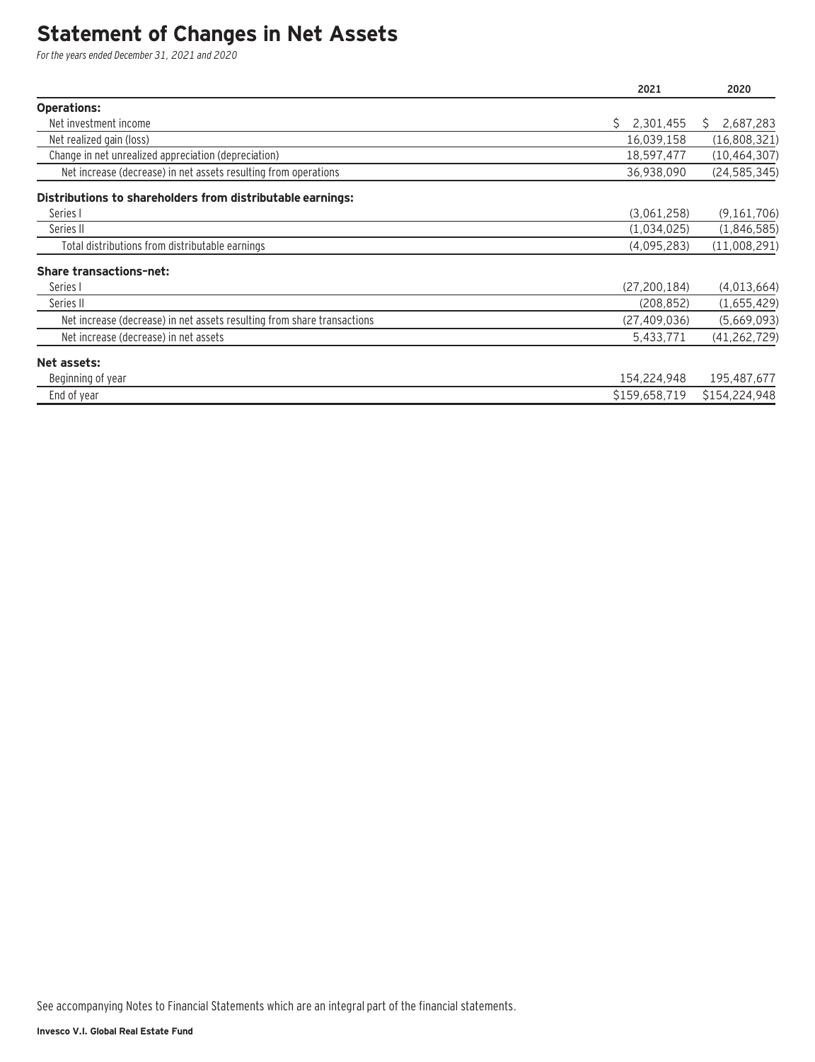# Statement of Changes in Net Assets

*For the years ended December 31, 2021 and 2020*

| | 2021 | 2020 |
|---|---|---|
| **Operations:** | | |
| Net investment income | $ 2,301,455 | $ 2,687,283 |
| Net realized gain (loss) | 16,039,158 | (16,808,321) |
| Change in net unrealized appreciation (depreciation) | 18,597,477 | (10,464,307) |
| Net increase (decrease) in net assets resulting from operations | 36,938,090 | (24,585,345) |
| **Distributions to shareholders from distributable earnings:** | | |
| Series I | (3,061,258) | (9,161,706) |
| Series II | (1,034,025) | (1,846,585) |
| Total distributions from distributable earnings | (4,095,283) | (11,008,291) |
| **Share transactions–net:** | | |
| Series I | (27,200,184) | (4,013,664) |
| Series II | (208,852) | (1,655,429) |
| Net increase (decrease) in net assets resulting from share transactions | (27,409,036) | (5,669,093) |
| Net increase (decrease) in net assets | 5,433,771 | (41,262,729) |
| **Net assets:** | | |
| Beginning of year | 154,224,948 | 195,487,677 |
| End of year | $159,658,719 | $154,224,948 |

See accompanying Notes to Financial Statements which are an integral part of the financial statements.

**Invesco V.I. Global Real Estate Fund**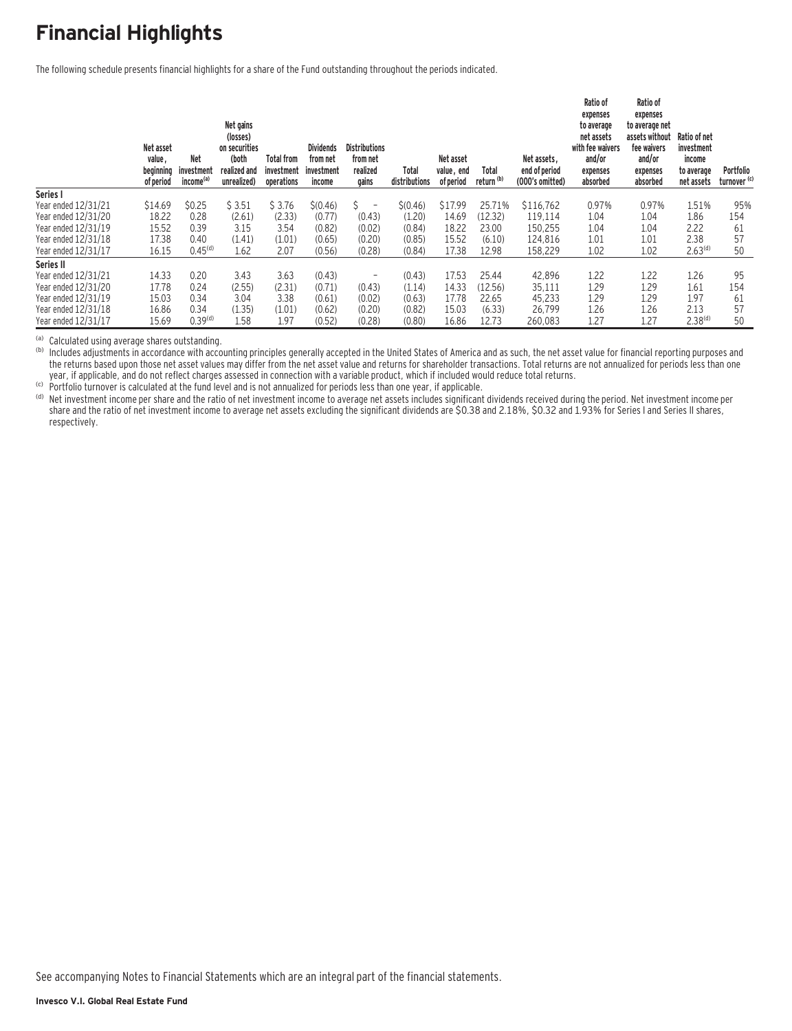# Financial Highlights

The following schedule presents financial highlights for a share of the Fund outstanding throughout the periods indicated.

| | Net asset value, beginning of period | Net investment income[(a)] | Net gains (losses) on securities (both realized and unrealized) | Total from investment operations | Dividends from net investment income | Distributions from net realized gains | Total distributions | Net asset value, end of period | Total return [(b)] | Net assets, end of period (000's omitted) | Ratio of expenses to average net assets with fee waivers and/or expenses absorbed | Ratio of expenses to average net assets without fee waivers and/or expenses absorbed | Ratio of net investment income to average net assets | Portfolio turnover [(c)] |
|---|---|---|---|---|---|---|---|---|---|---|---|---|---|---|
| **Series I** | | | | | | | | | | | | | | |
| Year ended 12/31/21 | $14.69 | $0.25 | $ 3.51 | $ 3.76 | $(0.46) | $ – | $(0.46) | $17.99 | 25.71% | $116,762 | 0.97% | 0.97% | 1.51% | 95% |
| Year ended 12/31/20 | 18.22 | 0.28 | (2.61) | (2.33) | (0.77) | (0.43) | (1.20) | 14.69 | (12.32) | 119,114 | 1.04 | 1.04 | 1.86 | 154 |
| Year ended 12/31/19 | 15.52 | 0.39 | 3.15 | 3.54 | (0.82) | (0.02) | (0.84) | 18.22 | 23.00 | 150,255 | 1.04 | 1.04 | 2.22 | 61 |
| Year ended 12/31/18 | 17.38 | 0.40 | (1.41) | (1.01) | (0.65) | (0.20) | (0.85) | 15.52 | (6.10) | 124,816 | 1.01 | 1.01 | 2.38 | 57 |
| Year ended 12/31/17 | 16.15 | 0.45[(d)] | 1.62 | 2.07 | (0.56) | (0.28) | (0.84) | 17.38 | 12.98 | 158,229 | 1.02 | 1.02 | 2.63[(d)] | 50 |
| **Series II** | | | | | | | | | | | | | | |
| Year ended 12/31/21 | 14.33 | 0.20 | 3.43 | 3.63 | (0.43) | – | (0.43) | 17.53 | 25.44 | 42,896 | 1.22 | 1.22 | 1.26 | 95 |
| Year ended 12/31/20 | 17.78 | 0.24 | (2.55) | (2.31) | (0.71) | (0.43) | (1.14) | 14.33 | (12.56) | 35,111 | 1.29 | 1.29 | 1.61 | 154 |
| Year ended 12/31/19 | 15.03 | 0.34 | 3.04 | 3.38 | (0.61) | (0.02) | (0.63) | 17.78 | 22.65 | 45,233 | 1.29 | 1.29 | 1.97 | 61 |
| Year ended 12/31/18 | 16.86 | 0.34 | (1.35) | (1.01) | (0.62) | (0.20) | (0.82) | 15.03 | (6.33) | 26,799 | 1.26 | 1.26 | 2.13 | 57 |
| Year ended 12/31/17 | 15.69 | 0.39[(d)] | 1.58 | 1.97 | (0.52) | (0.28) | (0.80) | 16.86 | 12.73 | 260,083 | 1.27 | 1.27 | 2.38[(d)] | 50 |

(a) Calculated using average shares outstanding.

(b) Includes adjustments in accordance with accounting principles generally accepted in the United States of America and as such, the net asset value for financial reporting purposes and the returns based upon those net asset values may differ from the net asset value and returns for shareholder transactions. Total returns are not annualized for periods less than one year, if applicable, and do not reflect charges assessed in connection with a variable product, which if included would reduce total returns.

(c) Portfolio turnover is calculated at the fund level and is not annualized for periods less than one year, if applicable.

(d) Net investment income per share and the ratio of net investment income to average net assets includes significant dividends received during the period. Net investment income per share and the ratio of net investment income to average net assets excluding the significant dividends are $0.38 and 2.18%, $0.32 and 1.93% for Series I and Series II shares, respectively.

See accompanying Notes to Financial Statements which are an integral part of the financial statements.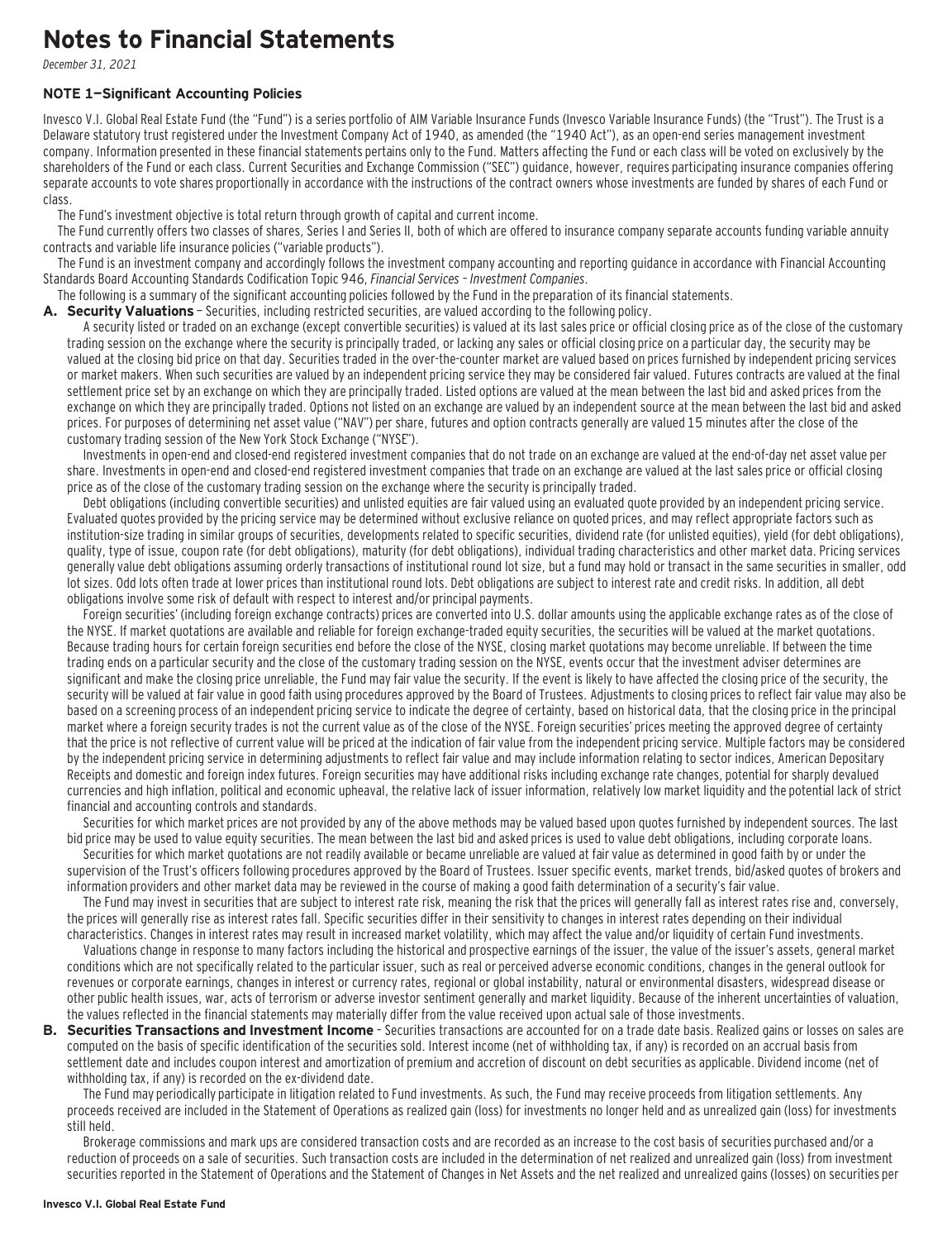# Notes to Financial Statements

*December 31, 2021*

### NOTE 1—Significant Accounting Policies

Invesco V.I. Global Real Estate Fund (the "Fund") is a series portfolio of AIM Variable Insurance Funds (Invesco Variable Insurance Funds) (the "Trust"). The Trust is a Delaware statutory trust registered under the Investment Company Act of 1940, as amended (the "1940 Act"), as an open-end series management investment company. Information presented in these financial statements pertains only to the Fund. Matters affecting the Fund or each class will be voted on exclusively by the shareholders of the Fund or each class. Current Securities and Exchange Commission ("SEC") guidance, however, requires participating insurance companies offering separate accounts to vote shares proportionally in accordance with the instructions of the contract owners whose investments are funded by shares of each Fund or class.

The Fund's investment objective is total return through growth of capital and current income.

The Fund currently offers two classes of shares, Series I and Series II, both of which are offered to insurance company separate accounts funding variable annuity contracts and variable life insurance policies ("variable products").

The Fund is an investment company and accordingly follows the investment company accounting and reporting guidance in accordance with Financial Accounting Standards Board Accounting Standards Codification Topic 946, *Financial Services – Investment Companies*.

The following is a summary of the significant accounting policies followed by the Fund in the preparation of its financial statements.

**A. Security Valuations** – Securities, including restricted securities, are valued according to the following policy.

A security listed or traded on an exchange (except convertible securities) is valued at its last sales price or official closing price as of the close of the customary trading session on the exchange where the security is principally traded, or lacking any sales or official closing price on a particular day, the security may be valued at the closing bid price on that day. Securities traded in the over-the-counter market are valued based on prices furnished by independent pricing services or market makers. When such securities are valued by an independent pricing service they may be considered fair valued. Futures contracts are valued at the final settlement price set by an exchange on which they are principally traded. Listed options are valued at the mean between the last bid and asked prices from the exchange on which they are principally traded. Options not listed on an exchange are valued by an independent source at the mean between the last bid and asked prices. For purposes of determining net asset value ("NAV") per share, futures and option contracts generally are valued 15 minutes after the close of the customary trading session of the New York Stock Exchange ("NYSE").

Investments in open-end and closed-end registered investment companies that do not trade on an exchange are valued at the end-of-day net asset value per share. Investments in open-end and closed-end registered investment companies that trade on an exchange are valued at the last sales price or official closing price as of the close of the customary trading session on the exchange where the security is principally traded.

Debt obligations (including convertible securities) and unlisted equities are fair valued using an evaluated quote provided by an independent pricing service. Evaluated quotes provided by the pricing service may be determined without exclusive reliance on quoted prices, and may reflect appropriate factors such as institution-size trading in similar groups of securities, developments related to specific securities, dividend rate (for unlisted equities), yield (for debt obligations), quality, type of issue, coupon rate (for debt obligations), maturity (for debt obligations), individual trading characteristics and other market data. Pricing services generally value debt obligations assuming orderly transactions of institutional round lot size, but a fund may hold or transact in the same securities in smaller, odd lot sizes. Odd lots often trade at lower prices than institutional round lots. Debt obligations are subject to interest rate and credit risks. In addition, all debt obligations involve some risk of default with respect to interest and/or principal payments.

Foreign securities' (including foreign exchange contracts) prices are converted into U.S. dollar amounts using the applicable exchange rates as of the close of the NYSE. If market quotations are available and reliable for foreign exchange-traded equity securities, the securities will be valued at the market quotations. Because trading hours for certain foreign securities end before the close of the NYSE, closing market quotations may become unreliable. If between the time trading ends on a particular security and the close of the customary trading session on the NYSE, events occur that the investment adviser determines are significant and make the closing price unreliable, the Fund may fair value the security. If the event is likely to have affected the closing price of the security, the security will be valued at fair value in good faith using procedures approved by the Board of Trustees. Adjustments to closing prices to reflect fair value may also be based on a screening process of an independent pricing service to indicate the degree of certainty, based on historical data, that the closing price in the principal market where a foreign security trades is not the current value as of the close of the NYSE. Foreign securities' prices meeting the approved degree of certainty that the price is not reflective of current value will be priced at the indication of fair value from the independent pricing service. Multiple factors may be considered by the independent pricing service in determining adjustments to reflect fair value and may include information relating to sector indices, American Depositary Receipts and domestic and foreign index futures. Foreign securities may have additional risks including exchange rate changes, potential for sharply devalued currencies and high inflation, political and economic upheaval, the relative lack of issuer information, relatively low market liquidity and the potential lack of strict financial and accounting controls and standards.

Securities for which market prices are not provided by any of the above methods may be valued based upon quotes furnished by independent sources. The last bid price may be used to value equity securities. The mean between the last bid and asked prices is used to value debt obligations, including corporate loans.

Securities for which market quotations are not readily available or became unreliable are valued at fair value as determined in good faith by or under the supervision of the Trust's officers following procedures approved by the Board of Trustees. Issuer specific events, market trends, bid/asked quotes of brokers and information providers and other market data may be reviewed in the course of making a good faith determination of a security's fair value.

The Fund may invest in securities that are subject to interest rate risk, meaning the risk that the prices will generally fall as interest rates rise and, conversely, the prices will generally rise as interest rates fall. Specific securities differ in their sensitivity to changes in interest rates depending on their individual characteristics. Changes in interest rates may result in increased market volatility, which may affect the value and/or liquidity of certain Fund investments.

Valuations change in response to many factors including the historical and prospective earnings of the issuer, the value of the issuer's assets, general market conditions which are not specifically related to the particular issuer, such as real or perceived adverse economic conditions, changes in the general outlook for revenues or corporate earnings, changes in interest or currency rates, regional or global instability, natural or environmental disasters, widespread disease or other public health issues, war, acts of terrorism or adverse investor sentiment generally and market liquidity. Because of the inherent uncertainties of valuation, the values reflected in the financial statements may materially differ from the value received upon actual sale of those investments.

**B. Securities Transactions and Investment Income** - Securities transactions are accounted for on a trade date basis. Realized gains or losses on sales are computed on the basis of specific identification of the securities sold. Interest income (net of withholding tax, if any) is recorded on an accrual basis from settlement date and includes coupon interest and amortization of premium and accretion of discount on debt securities as applicable. Dividend income (net of withholding tax, if any) is recorded on the ex-dividend date.

The Fund may periodically participate in litigation related to Fund investments. As such, the Fund may receive proceeds from litigation settlements. Any proceeds received are included in the Statement of Operations as realized gain (loss) for investments no longer held and as unrealized gain (loss) for investments still held.

Brokerage commissions and mark ups are considered transaction costs and are recorded as an increase to the cost basis of securities purchased and/or a reduction of proceeds on a sale of securities. Such transaction costs are included in the determination of net realized and unrealized gain (loss) from investment securities reported in the Statement of Operations and the Statement of Changes in Net Assets and the net realized and unrealized gains (losses) on securities per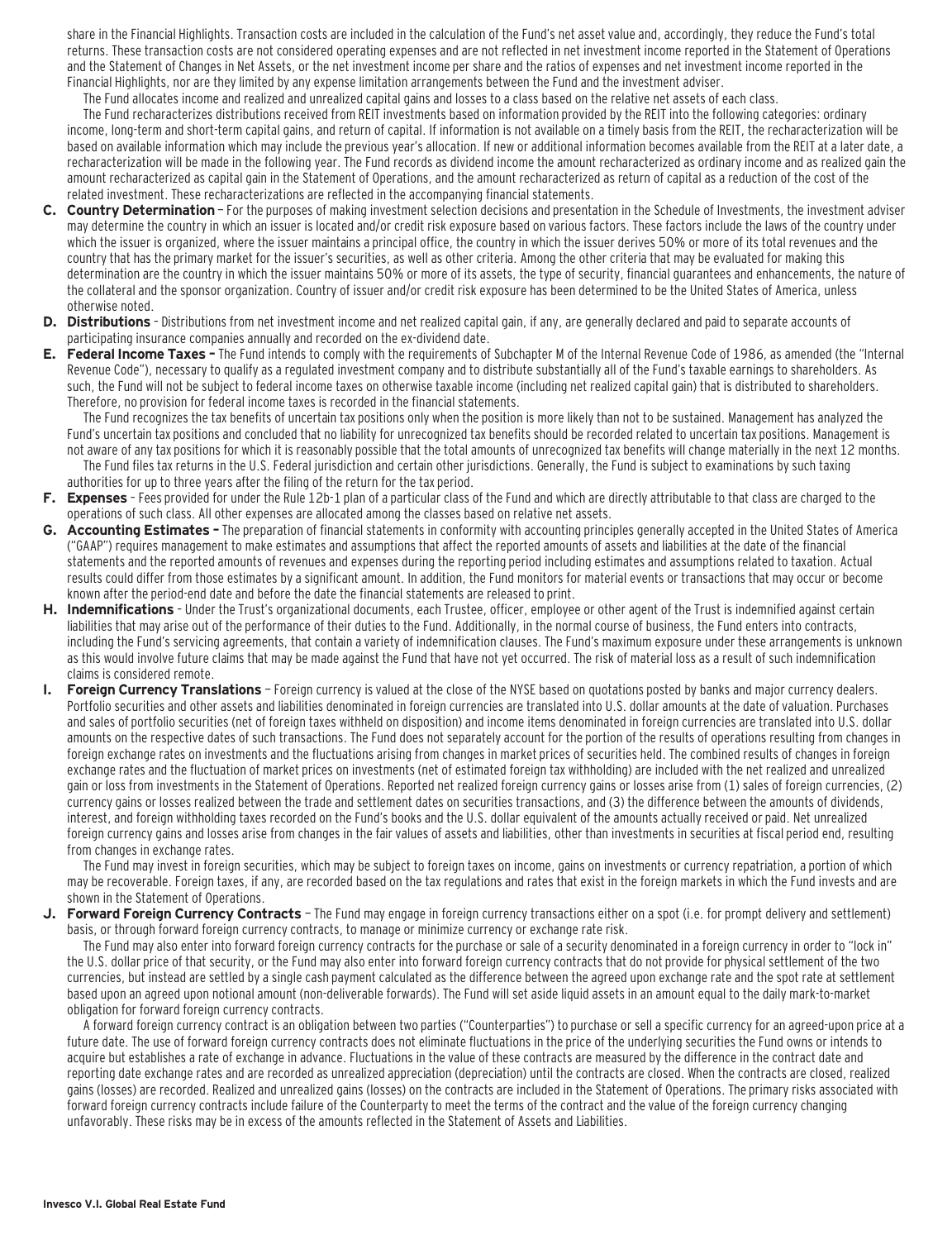share in the Financial Highlights. Transaction costs are included in the calculation of the Fund's net asset value and, accordingly, they reduce the Fund's total returns. These transaction costs are not considered operating expenses and are not reflected in net investment income reported in the Statement of Operations and the Statement of Changes in Net Assets, or the net investment income per share and the ratios of expenses and net investment income reported in the Financial Highlights, nor are they limited by any expense limitation arrangements between the Fund and the investment adviser.

The Fund allocates income and realized and unrealized capital gains and losses to a class based on the relative net assets of each class.

The Fund recharacterizes distributions received from REIT investments based on information provided by the REIT into the following categories: ordinary income, long-term and short-term capital gains, and return of capital. If information is not available on a timely basis from the REIT, the recharacterization will be based on available information which may include the previous year's allocation. If new or additional information becomes available from the REIT at a later date, a recharacterization will be made in the following year. The Fund records as dividend income the amount recharacterized as ordinary income and as realized gain the amount recharacterized as capital gain in the Statement of Operations, and the amount recharacterized as return of capital as a reduction of the cost of the related investment. These recharacterizations are reflected in the accompanying financial statements.

**C. Country Determination** – For the purposes of making investment selection decisions and presentation in the Schedule of Investments, the investment adviser may determine the country in which an issuer is located and/or credit risk exposure based on various factors. These factors include the laws of the country under which the issuer is organized, where the issuer maintains a principal office, the country in which the issuer derives 50% or more of its total revenues and the country that has the primary market for the issuer's securities, as well as other criteria. Among the other criteria that may be evaluated for making this determination are the country in which the issuer maintains 50% or more of its assets, the type of security, financial guarantees and enhancements, the nature of the collateral and the sponsor organization. Country of issuer and/or credit risk exposure has been determined to be the United States of America, unless otherwise noted.

**D. Distributions** – Distributions from net investment income and net realized capital gain, if any, are generally declared and paid to separate accounts of participating insurance companies annually and recorded on the ex-dividend date.

**E. Federal Income Taxes –** The Fund intends to comply with the requirements of Subchapter M of the Internal Revenue Code of 1986, as amended (the "Internal Revenue Code"), necessary to qualify as a regulated investment company and to distribute substantially all of the Fund's taxable earnings to shareholders. As such, the Fund will not be subject to federal income taxes on otherwise taxable income (including net realized capital gain) that is distributed to shareholders. Therefore, no provision for federal income taxes is recorded in the financial statements.

The Fund recognizes the tax benefits of uncertain tax positions only when the position is more likely than not to be sustained. Management has analyzed the Fund's uncertain tax positions and concluded that no liability for unrecognized tax benefits should be recorded related to uncertain tax positions. Management is not aware of any tax positions for which it is reasonably possible that the total amounts of unrecognized tax benefits will change materially in the next 12 months.

The Fund files tax returns in the U.S. Federal jurisdiction and certain other jurisdictions. Generally, the Fund is subject to examinations by such taxing authorities for up to three years after the filing of the return for the tax period.

**F. Expenses** – Fees provided for under the Rule 12b-1 plan of a particular class of the Fund and which are directly attributable to that class are charged to the operations of such class. All other expenses are allocated among the classes based on relative net assets.

**G. Accounting Estimates –** The preparation of financial statements in conformity with accounting principles generally accepted in the United States of America ("GAAP") requires management to make estimates and assumptions that affect the reported amounts of assets and liabilities at the date of the financial statements and the reported amounts of revenues and expenses during the reporting period including estimates and assumptions related to taxation. Actual results could differ from those estimates by a significant amount. In addition, the Fund monitors for material events or transactions that may occur or become known after the period-end date and before the date the financial statements are released to print.

**H. Indemnifications** – Under the Trust's organizational documents, each Trustee, officer, employee or other agent of the Trust is indemnified against certain liabilities that may arise out of the performance of their duties to the Fund. Additionally, in the normal course of business, the Fund enters into contracts, including the Fund's servicing agreements, that contain a variety of indemnification clauses. The Fund's maximum exposure under these arrangements is unknown as this would involve future claims that may be made against the Fund that have not yet occurred. The risk of material loss as a result of such indemnification claims is considered remote.

**I. Foreign Currency Translations** – Foreign currency is valued at the close of the NYSE based on quotations posted by banks and major currency dealers. Portfolio securities and other assets and liabilities denominated in foreign currencies are translated into U.S. dollar amounts at the date of valuation. Purchases and sales of portfolio securities (net of foreign taxes withheld on disposition) and income items denominated in foreign currencies are translated into U.S. dollar amounts on the respective dates of such transactions. The Fund does not separately account for the portion of the results of operations resulting from changes in foreign exchange rates on investments and the fluctuations arising from changes in market prices of securities held. The combined results of changes in foreign exchange rates and the fluctuation of market prices on investments (net of estimated foreign tax withholding) are included with the net realized and unrealized gain or loss from investments in the Statement of Operations. Reported net realized foreign currency gains or losses arise from (1) sales of foreign currencies, (2) currency gains or losses realized between the trade and settlement dates on securities transactions, and (3) the difference between the amounts of dividends, interest, and foreign withholding taxes recorded on the Fund's books and the U.S. dollar equivalent of the amounts actually received or paid. Net unrealized foreign currency gains and losses arise from changes in the fair values of assets and liabilities, other than investments in securities at fiscal period end, resulting from changes in exchange rates.

The Fund may invest in foreign securities, which may be subject to foreign taxes on income, gains on investments or currency repatriation, a portion of which may be recoverable. Foreign taxes, if any, are recorded based on the tax regulations and rates that exist in the foreign markets in which the Fund invests and are shown in the Statement of Operations.

**J. Forward Foreign Currency Contracts** – The Fund may engage in foreign currency transactions either on a spot (i.e. for prompt delivery and settlement) basis, or through forward foreign currency contracts, to manage or minimize currency or exchange rate risk.

The Fund may also enter into forward foreign currency contracts for the purchase or sale of a security denominated in a foreign currency in order to "lock in" the U.S. dollar price of that security, or the Fund may also enter into forward foreign currency contracts that do not provide for physical settlement of the two currencies, but instead are settled by a single cash payment calculated as the difference between the agreed upon exchange rate and the spot rate at settlement based upon an agreed upon notional amount (non-deliverable forwards). The Fund will set aside liquid assets in an amount equal to the daily mark-to-market obligation for forward foreign currency contracts.

A forward foreign currency contract is an obligation between two parties ("Counterparties") to purchase or sell a specific currency for an agreed-upon price at a future date. The use of forward foreign currency contracts does not eliminate fluctuations in the price of the underlying securities the Fund owns or intends to acquire but establishes a rate of exchange in advance. Fluctuations in the value of these contracts are measured by the difference in the contract date and reporting date exchange rates and are recorded as unrealized appreciation (depreciation) until the contracts are closed. When the contracts are closed, realized gains (losses) are recorded. Realized and unrealized gains (losses) on the contracts are included in the Statement of Operations. The primary risks associated with forward foreign currency contracts include failure of the Counterparty to meet the terms of the contract and the value of the foreign currency changing unfavorably. These risks may be in excess of the amounts reflected in the Statement of Assets and Liabilities.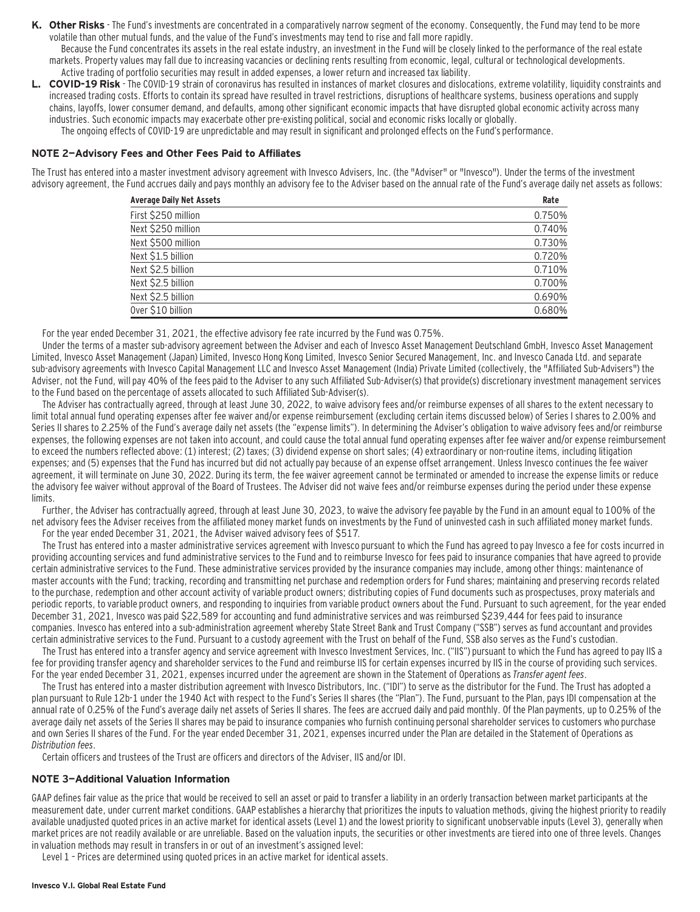**K. Other Risks** - The Fund's investments are concentrated in a comparatively narrow segment of the economy. Consequently, the Fund may tend to be more volatile than other mutual funds, and the value of the Fund's investments may tend to rise and fall more rapidly.

Because the Fund concentrates its assets in the real estate industry, an investment in the Fund will be closely linked to the performance of the real estate markets. Property values may fall due to increasing vacancies or declining rents resulting from economic, legal, cultural or technological developments.

Active trading of portfolio securities may result in added expenses, a lower return and increased tax liability.

**L. COVID-19 Risk** - The COVID-19 strain of coronavirus has resulted in instances of market closures and dislocations, extreme volatility, liquidity constraints and increased trading costs. Efforts to contain its spread have resulted in travel restrictions, disruptions of healthcare systems, business operations and supply chains, layoffs, lower consumer demand, and defaults, among other significant economic impacts that have disrupted global economic activity across many industries. Such economic impacts may exacerbate other pre-existing political, social and economic risks locally or globally.

The ongoing effects of COVID-19 are unpredictable and may result in significant and prolonged effects on the Fund's performance.

## NOTE 2—Advisory Fees and Other Fees Paid to Affiliates

The Trust has entered into a master investment advisory agreement with Invesco Advisers, Inc. (the "Adviser" or "Invesco"). Under the terms of the investment advisory agreement, the Fund accrues daily and pays monthly an advisory fee to the Adviser based on the annual rate of the Fund's average daily net assets as follows:

| Average Daily Net Assets | Rate |
|---|---|
| First $250 million | 0.750% |
| Next $250 million | 0.740% |
| Next $500 million | 0.730% |
| Next $1.5 billion | 0.720% |
| Next $2.5 billion | 0.710% |
| Next $2.5 billion | 0.700% |
| Next $2.5 billion | 0.690% |
| Over $10 billion | 0.680% |

For the year ended December 31, 2021, the effective advisory fee rate incurred by the Fund was 0.75%.

Under the terms of a master sub-advisory agreement between the Adviser and each of Invesco Asset Management Deutschland GmbH, Invesco Asset Management Limited, Invesco Asset Management (Japan) Limited, Invesco Hong Kong Limited, Invesco Senior Secured Management, Inc. and Invesco Canada Ltd. and separate sub-advisory agreements with Invesco Capital Management LLC and Invesco Asset Management (India) Private Limited (collectively, the "Affiliated Sub-Advisers") the Adviser, not the Fund, will pay 40% of the fees paid to the Adviser to any such Affiliated Sub-Adviser(s) that provide(s) discretionary investment management services to the Fund based on the percentage of assets allocated to such Affiliated Sub-Adviser(s).

The Adviser has contractually agreed, through at least June 30, 2022, to waive advisory fees and/or reimburse expenses of all shares to the extent necessary to limit total annual fund operating expenses after fee waiver and/or expense reimbursement (excluding certain items discussed below) of Series I shares to 2.00% and Series II shares to 2.25% of the Fund's average daily net assets (the "expense limits"). In determining the Adviser's obligation to waive advisory fees and/or reimburse expenses, the following expenses are not taken into account, and could cause the total annual fund operating expenses after fee waiver and/or expense reimbursement to exceed the numbers reflected above: (1) interest; (2) taxes; (3) dividend expense on short sales; (4) extraordinary or non-routine items, including litigation expenses; and (5) expenses that the Fund has incurred but did not actually pay because of an expense offset arrangement. Unless Invesco continues the fee waiver agreement, it will terminate on June 30, 2022. During its term, the fee waiver agreement cannot be terminated or amended to increase the expense limits or reduce the advisory fee waiver without approval of the Board of Trustees. The Adviser did not waive fees and/or reimburse expenses during the period under these expense limits.

Further, the Adviser has contractually agreed, through at least June 30, 2023, to waive the advisory fee payable by the Fund in an amount equal to 100% of the net advisory fees the Adviser receives from the affiliated money market funds on investments by the Fund of uninvested cash in such affiliated money market funds.

For the year ended December 31, 2021, the Adviser waived advisory fees of $517.

The Trust has entered into a master administrative services agreement with Invesco pursuant to which the Fund has agreed to pay Invesco a fee for costs incurred in providing accounting services and fund administrative services to the Fund and to reimburse Invesco for fees paid to insurance companies that have agreed to provide certain administrative services to the Fund. These administrative services provided by the insurance companies may include, among other things: maintenance of master accounts with the Fund; tracking, recording and transmitting net purchase and redemption orders for Fund shares; maintaining and preserving records related to the purchase, redemption and other account activity of variable product owners; distributing copies of Fund documents such as prospectuses, proxy materials and periodic reports, to variable product owners, and responding to inquiries from variable product owners about the Fund. Pursuant to such agreement, for the year ended December 31, 2021, Invesco was paid $22,589 for accounting and fund administrative services and was reimbursed $239,444 for fees paid to insurance companies. Invesco has entered into a sub-administration agreement whereby State Street Bank and Trust Company ("SSB") serves as fund accountant and provides certain administrative services to the Fund. Pursuant to a custody agreement with the Trust on behalf of the Fund, SSB also serves as the Fund's custodian.

The Trust has entered into a transfer agency and service agreement with Invesco Investment Services, Inc. ("IIS") pursuant to which the Fund has agreed to pay IIS a fee for providing transfer agency and shareholder services to the Fund and reimburse IIS for certain expenses incurred by IIS in the course of providing such services. For the year ended December 31, 2021, expenses incurred under the agreement are shown in the Statement of Operations as *Transfer agent fees*.

The Trust has entered into a master distribution agreement with Invesco Distributors, Inc. ("IDI") to serve as the distributor for the Fund. The Trust has adopted a plan pursuant to Rule 12b-1 under the 1940 Act with respect to the Fund's Series II shares (the "Plan"). The Fund, pursuant to the Plan, pays IDI compensation at the annual rate of 0.25% of the Fund's average daily net assets of Series II shares. The fees are accrued daily and paid monthly. Of the Plan payments, up to 0.25% of the average daily net assets of the Series II shares may be paid to insurance companies who furnish continuing personal shareholder services to customers who purchase and own Series II shares of the Fund. For the year ended December 31, 2021, expenses incurred under the Plan are detailed in the Statement of Operations as *Distribution fees*.

Certain officers and trustees of the Trust are officers and directors of the Adviser, IIS and/or IDI.

## NOTE 3—Additional Valuation Information

GAAP defines fair value as the price that would be received to sell an asset or paid to transfer a liability in an orderly transaction between market participants at the measurement date, under current market conditions. GAAP establishes a hierarchy that prioritizes the inputs to valuation methods, giving the highest priority to readily available unadjusted quoted prices in an active market for identical assets (Level 1) and the lowest priority to significant unobservable inputs (Level 3), generally when market prices are not readily available or are unreliable. Based on the valuation inputs, the securities or other investments are tiered into one of three levels. Changes in valuation methods may result in transfers in or out of an investment's assigned level:

Level 1 – Prices are determined using quoted prices in an active market for identical assets.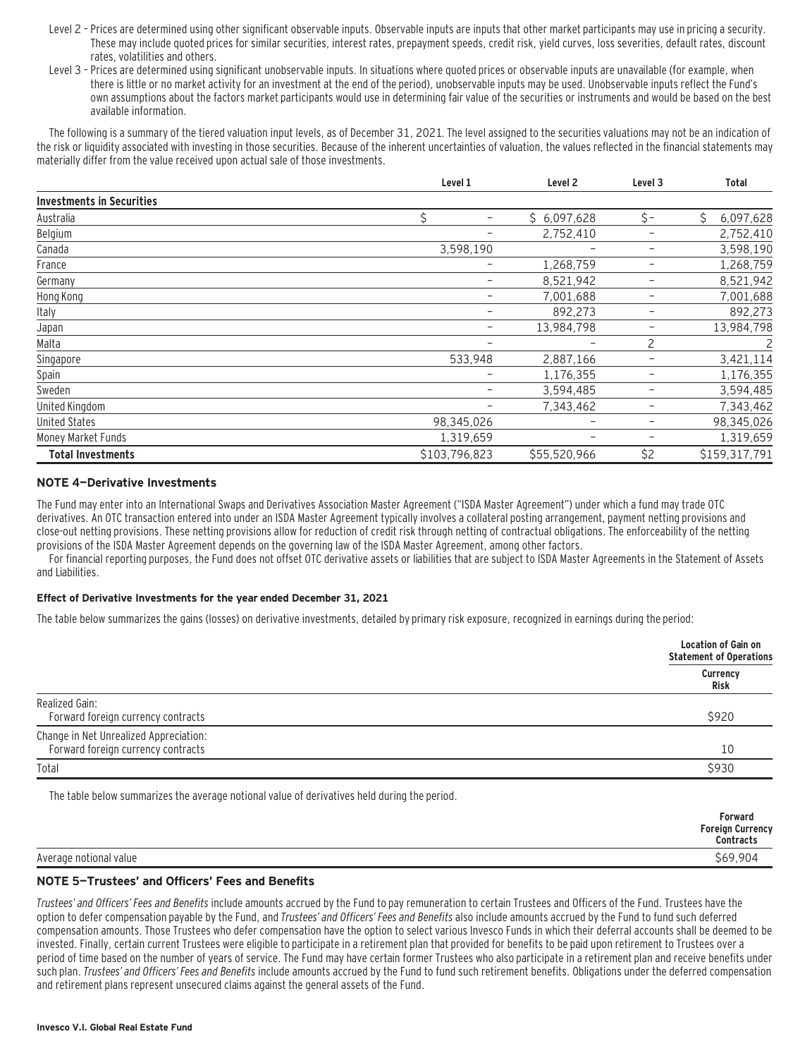Level 2 – Prices are determined using other significant observable inputs. Observable inputs are inputs that other market participants may use in pricing a security. These may include quoted prices for similar securities, interest rates, prepayment speeds, credit risk, yield curves, loss severities, default rates, discount rates, volatilities and others.

Level 3 – Prices are determined using significant unobservable inputs. In situations where quoted prices or observable inputs are unavailable (for example, when there is little or no market activity for an investment at the end of the period), unobservable inputs may be used. Unobservable inputs reflect the Fund's own assumptions about the factors market participants would use in determining fair value of the securities or instruments and would be based on the best available information.

The following is a summary of the tiered valuation input levels, as of December 31, 2021. The level assigned to the securities valuations may not be an indication of the risk or liquidity associated with investing in those securities. Because of the inherent uncertainties of valuation, the values reflected in the financial statements may materially differ from the value received upon actual sale of those investments.

| | Level 1 | Level 2 | Level 3 | Total |
|---|---|---|---|---|
| **Investments in Securities** | | | | |
| Australia | $ – | $ 6,097,628 | $– | $ 6,097,628 |
| Belgium | – | 2,752,410 | – | 2,752,410 |
| Canada | 3,598,190 | – | – | 3,598,190 |
| France | – | 1,268,759 | – | 1,268,759 |
| Germany | – | 8,521,942 | – | 8,521,942 |
| Hong Kong | – | 7,001,688 | – | 7,001,688 |
| Italy | – | 892,273 | – | 892,273 |
| Japan | – | 13,984,798 | – | 13,984,798 |
| Malta | – | – | 2 | 2 |
| Singapore | 533,948 | 2,887,166 | – | 3,421,114 |
| Spain | – | 1,176,355 | – | 1,176,355 |
| Sweden | – | 3,594,485 | – | 3,594,485 |
| United Kingdom | – | 7,343,462 | – | 7,343,462 |
| United States | 98,345,026 | – | – | 98,345,026 |
| Money Market Funds | 1,319,659 | – | – | 1,319,659 |
| **Total Investments** | $103,796,823 | $55,520,966 | $2 | $159,317,791 |

## NOTE 4—Derivative Investments

The Fund may enter into an International Swaps and Derivatives Association Master Agreement ("ISDA Master Agreement") under which a fund may trade OTC derivatives. An OTC transaction entered into under an ISDA Master Agreement typically involves a collateral posting arrangement, payment netting provisions and close-out netting provisions. These netting provisions allow for reduction of credit risk through netting of contractual obligations. The enforceability of the netting provisions of the ISDA Master Agreement depends on the governing law of the ISDA Master Agreement, among other factors.

For financial reporting purposes, the Fund does not offset OTC derivative assets or liabilities that are subject to ISDA Master Agreements in the Statement of Assets and Liabilities.

### Effect of Derivative Investments for the year ended December 31, 2021

The table below summarizes the gains (losses) on derivative investments, detailed by primary risk exposure, recognized in earnings during the period:

| | Location of Gain on Statement of Operations |
|---|---|
| | **Currency Risk** |
| Realized Gain: | |
| Forward foreign currency contracts | $920 |
| Change in Net Unrealized Appreciation: | |
| Forward foreign currency contracts | 10 |
| Total | $930 |

The table below summarizes the average notional value of derivatives held during the period.

| | Forward Foreign Currency Contracts |
|---|---|
| Average notional value | $69,904 |

## NOTE 5—Trustees' and Officers' Fees and Benefits

*Trustees' and Officers' Fees and Benefits* include amounts accrued by the Fund to pay remuneration to certain Trustees and Officers of the Fund. Trustees have the option to defer compensation payable by the Fund, and *Trustees' and Officers' Fees and Benefits* also include amounts accrued by the Fund to fund such deferred compensation amounts. Those Trustees who defer compensation have the option to select various Invesco Funds in which their deferral accounts shall be deemed to be invested. Finally, certain current Trustees were eligible to participate in a retirement plan that provided for benefits to be paid upon retirement to Trustees over a period of time based on the number of years of service. The Fund may have certain former Trustees who also participate in a retirement plan and receive benefits under such plan. *Trustees' and Officers' Fees and Benefits* include amounts accrued by the Fund to fund such retirement benefits. Obligations under the deferred compensation and retirement plans represent unsecured claims against the general assets of the Fund.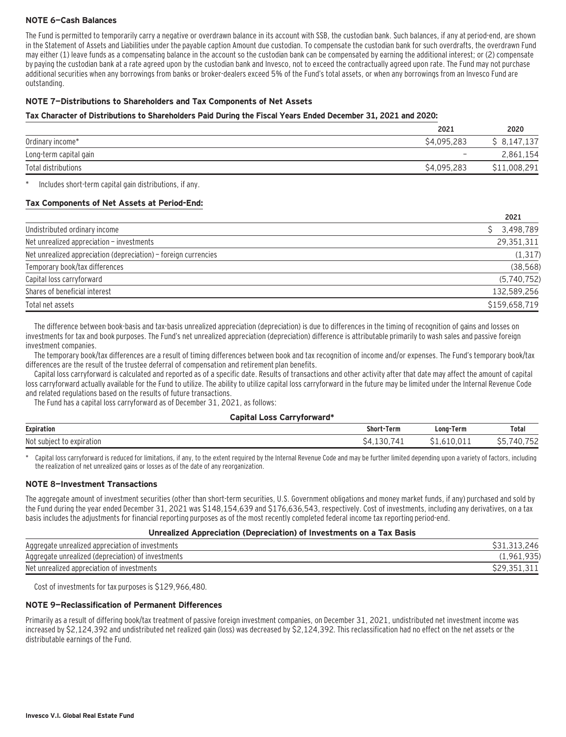### NOTE 6—Cash Balances

The Fund is permitted to temporarily carry a negative or overdrawn balance in its account with SSB, the custodian bank. Such balances, if any at period-end, are shown in the Statement of Assets and Liabilities under the payable caption Amount due custodian. To compensate the custodian bank for such overdrafts, the overdrawn Fund may either (1) leave funds as a compensating balance in the account so the custodian bank can be compensated by earning the additional interest; or (2) compensate by paying the custodian bank at a rate agreed upon by the custodian bank and Invesco, not to exceed the contractually agreed upon rate. The Fund may not purchase additional securities when any borrowings from banks or broker-dealers exceed 5% of the Fund's total assets, or when any borrowings from an Invesco Fund are outstanding.

### NOTE 7—Distributions to Shareholders and Tax Components of Net Assets

**Tax Character of Distributions to Shareholders Paid During the Fiscal Years Ended December 31, 2021 and 2020:**

| | 2021 | 2020 |
|---|---|---|
| Ordinary income* | $4,095,283 | $ 8,147,137 |
| Long-term capital gain | – | 2,861,154 |
| Total distributions | $4,095,283 | $11,008,291 |

\* Includes short-term capital gain distributions, if any.

**Tax Components of Net Assets at Period-End:**

| | 2021 |
|---|---|
| Undistributed ordinary income | $ 3,498,789 |
| Net unrealized appreciation – investments | 29,351,311 |
| Net unrealized appreciation (depreciation) – foreign currencies | (1,317) |
| Temporary book/tax differences | (38,568) |
| Capital loss carryforward | (5,740,752) |
| Shares of beneficial interest | 132,589,256 |
| Total net assets | $159,658,719 |

The difference between book-basis and tax-basis unrealized appreciation (depreciation) is due to differences in the timing of recognition of gains and losses on investments for tax and book purposes. The Fund's net unrealized appreciation (depreciation) difference is attributable primarily to wash sales and passive foreign investment companies.

The temporary book/tax differences are a result of timing differences between book and tax recognition of income and/or expenses. The Fund's temporary book/tax differences are the result of the trustee deferral of compensation and retirement plan benefits.

Capital loss carryforward is calculated and reported as of a specific date. Results of transactions and other activity after that date may affect the amount of capital loss carryforward actually available for the Fund to utilize. The ability to utilize capital loss carryforward in the future may be limited under the Internal Revenue Code and related regulations based on the results of future transactions.

The Fund has a capital loss carryforward as of December 31, 2021, as follows:

**Capital Loss Carryforward***

| Expiration | Short-Term | Long-Term | Total |
|---|---|---|---|
| Not subject to expiration | $4,130,741 | $1,610,011 | $5,740,752 |

\* Capital loss carryforward is reduced for limitations, if any, to the extent required by the Internal Revenue Code and may be further limited depending upon a variety of factors, including the realization of net unrealized gains or losses as of the date of any reorganization.

### NOTE 8—Investment Transactions

The aggregate amount of investment securities (other than short-term securities, U.S. Government obligations and money market funds, if any) purchased and sold by the Fund during the year ended December 31, 2021 was $148,154,639 and $176,636,543, respectively. Cost of investments, including any derivatives, on a tax basis includes the adjustments for financial reporting purposes as of the most recently completed federal income tax reporting period-end.

**Unrealized Appreciation (Depreciation) of Investments on a Tax Basis**

| | |
|---|---|
| Aggregate unrealized appreciation of investments | $31,313,246 |
| Aggregate unrealized (depreciation) of investments | (1,961,935) |
| Net unrealized appreciation of investments | $29,351,311 |

Cost of investments for tax purposes is $129,966,480.

### NOTE 9—Reclassification of Permanent Differences

Primarily as a result of differing book/tax treatment of passive foreign investment companies, on December 31, 2021, undistributed net investment income was increased by $2,124,392 and undistributed net realized gain (loss) was decreased by $2,124,392. This reclassification had no effect on the net assets or the distributable earnings of the Fund.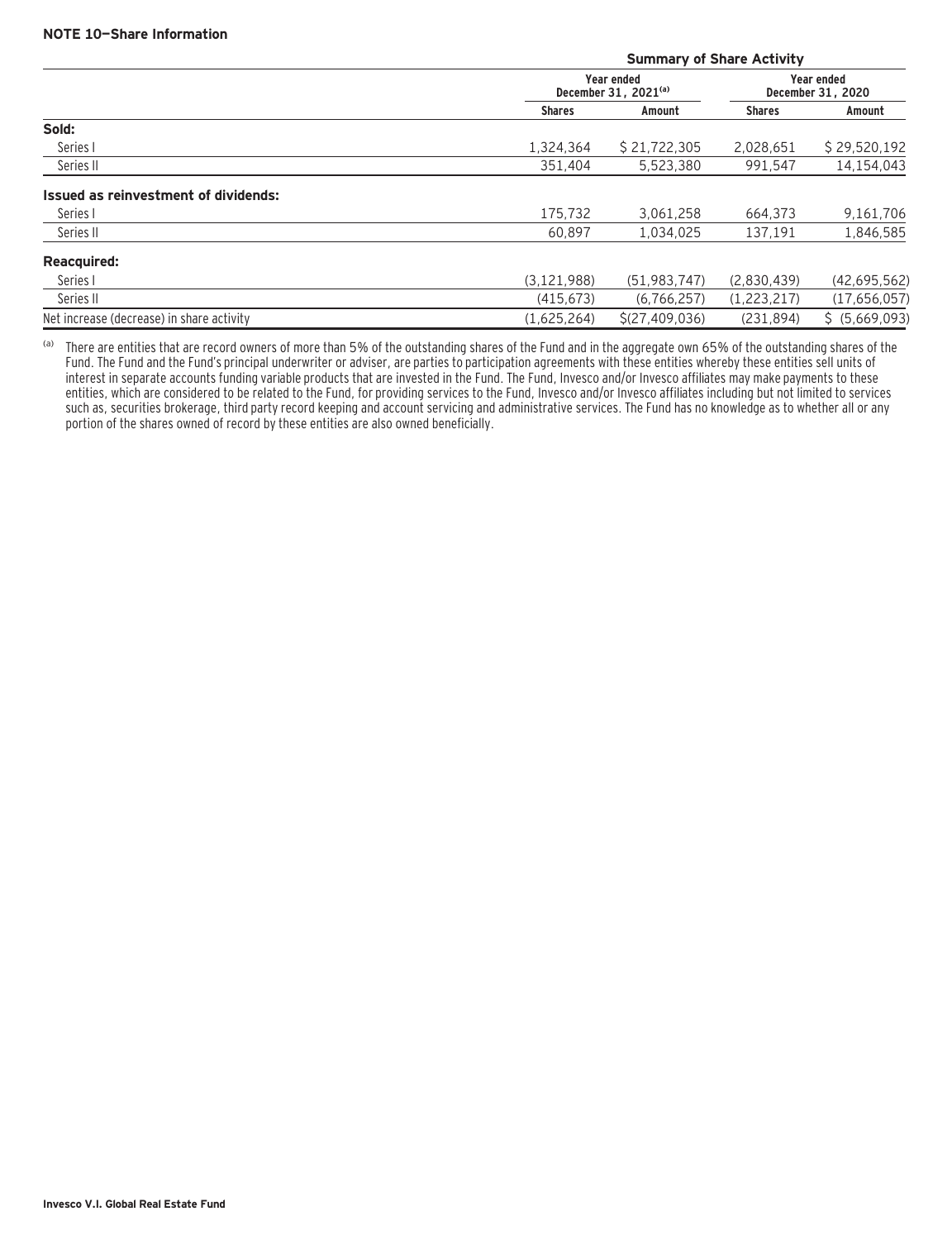**NOTE 10—Share Information**

| | Summary of Share Activity | | | |
|---|---|---|---|---|
| | Year ended December 31, 2021[(a)] | | Year ended December 31, 2020 | |
| | Shares | Amount | Shares | Amount |
| **Sold:** | | | | |
| Series I | 1,324,364 | $ 21,722,305 | 2,028,651 | $ 29,520,192 |
| Series II | 351,404 | 5,523,380 | 991,547 | 14,154,043 |
| **Issued as reinvestment of dividends:** | | | | |
| Series I | 175,732 | 3,061,258 | 664,373 | 9,161,706 |
| Series II | 60,897 | 1,034,025 | 137,191 | 1,846,585 |
| **Reacquired:** | | | | |
| Series I | (3,121,988) | (51,983,747) | (2,830,439) | (42,695,562) |
| Series II | (415,673) | (6,766,257) | (1,223,217) | (17,656,057) |
| Net increase (decrease) in share activity | (1,625,264) | $(27,409,036) | (231,894) | $ (5,669,093) |

(a) There are entities that are record owners of more than 5% of the outstanding shares of the Fund and in the aggregate own 65% of the outstanding shares of the Fund. The Fund and the Fund's principal underwriter or adviser, are parties to participation agreements with these entities whereby these entities sell units of interest in separate accounts funding variable products that are invested in the Fund. The Fund, Invesco and/or Invesco affiliates may make payments to these entities, which are considered to be related to the Fund, for providing services to the Fund, Invesco and/or Invesco affiliates including but not limited to services such as, securities brokerage, third party record keeping and account servicing and administrative services. The Fund has no knowledge as to whether all or any portion of the shares owned of record by these entities are also owned beneficially.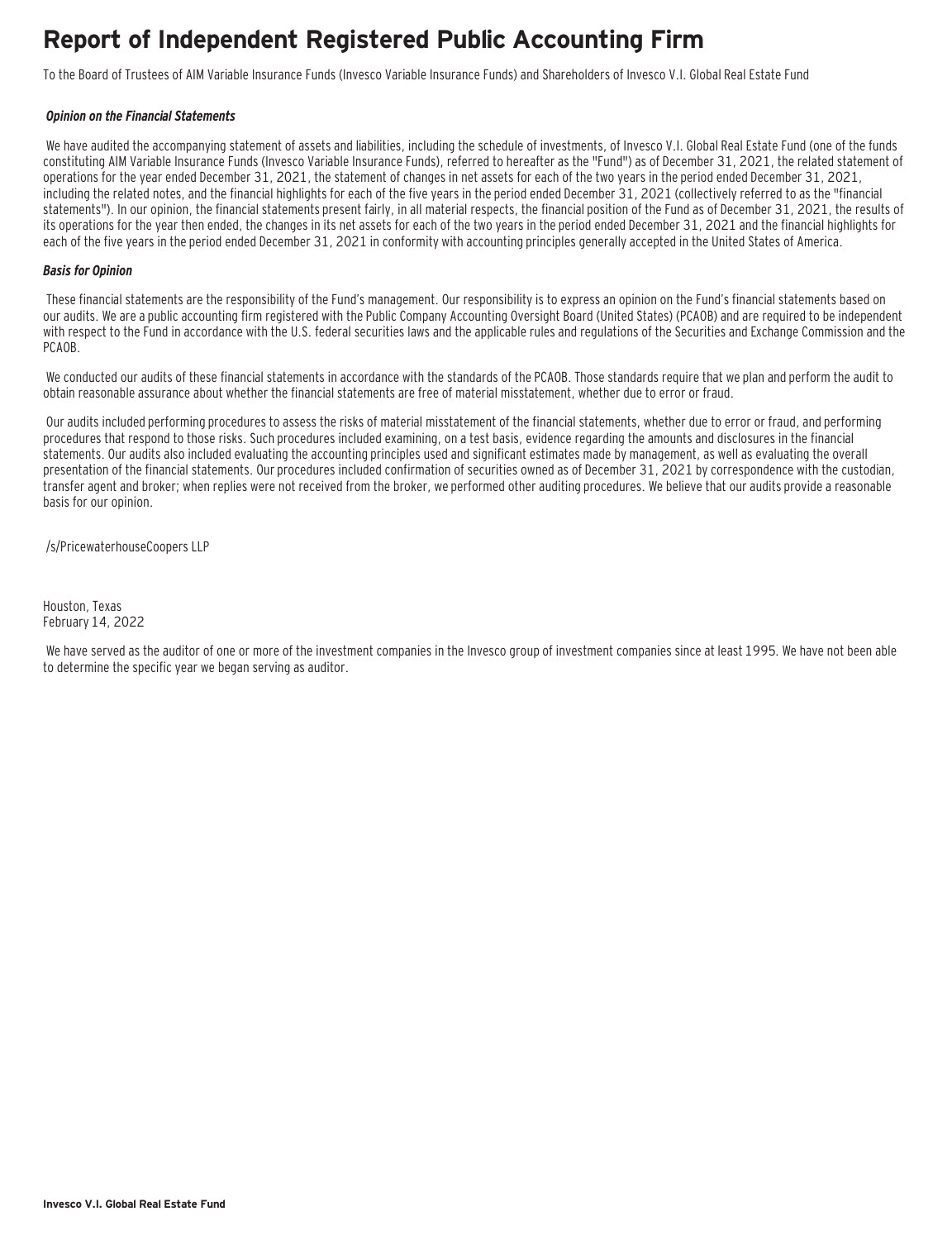# Report of Independent Registered Public Accounting Firm

To the Board of Trustees of AIM Variable Insurance Funds (Invesco Variable Insurance Funds) and Shareholders of Invesco V.I. Global Real Estate Fund

***Opinion on the Financial Statements***

We have audited the accompanying statement of assets and liabilities, including the schedule of investments, of Invesco V.I. Global Real Estate Fund (one of the funds constituting AIM Variable Insurance Funds (Invesco Variable Insurance Funds), referred to hereafter as the "Fund") as of December 31, 2021, the related statement of operations for the year ended December 31, 2021, the statement of changes in net assets for each of the two years in the period ended December 31, 2021, including the related notes, and the financial highlights for each of the five years in the period ended December 31, 2021 (collectively referred to as the "financial statements"). In our opinion, the financial statements present fairly, in all material respects, the financial position of the Fund as of December 31, 2021, the results of its operations for the year then ended, the changes in its net assets for each of the two years in the period ended December 31, 2021 and the financial highlights for each of the five years in the period ended December 31, 2021 in conformity with accounting principles generally accepted in the United States of America.

***Basis for Opinion***

These financial statements are the responsibility of the Fund's management. Our responsibility is to express an opinion on the Fund's financial statements based on our audits. We are a public accounting firm registered with the Public Company Accounting Oversight Board (United States) (PCAOB) and are required to be independent with respect to the Fund in accordance with the U.S. federal securities laws and the applicable rules and regulations of the Securities and Exchange Commission and the PCAOB.

We conducted our audits of these financial statements in accordance with the standards of the PCAOB. Those standards require that we plan and perform the audit to obtain reasonable assurance about whether the financial statements are free of material misstatement, whether due to error or fraud.

Our audits included performing procedures to assess the risks of material misstatement of the financial statements, whether due to error or fraud, and performing procedures that respond to those risks. Such procedures included examining, on a test basis, evidence regarding the amounts and disclosures in the financial statements. Our audits also included evaluating the accounting principles used and significant estimates made by management, as well as evaluating the overall presentation of the financial statements. Our procedures included confirmation of securities owned as of December 31, 2021 by correspondence with the custodian, transfer agent and broker; when replies were not received from the broker, we performed other auditing procedures. We believe that our audits provide a reasonable basis for our opinion.

/s/PricewaterhouseCoopers LLP

Houston, Texas
February 14, 2022

We have served as the auditor of one or more of the investment companies in the Invesco group of investment companies since at least 1995. We have not been able to determine the specific year we began serving as auditor.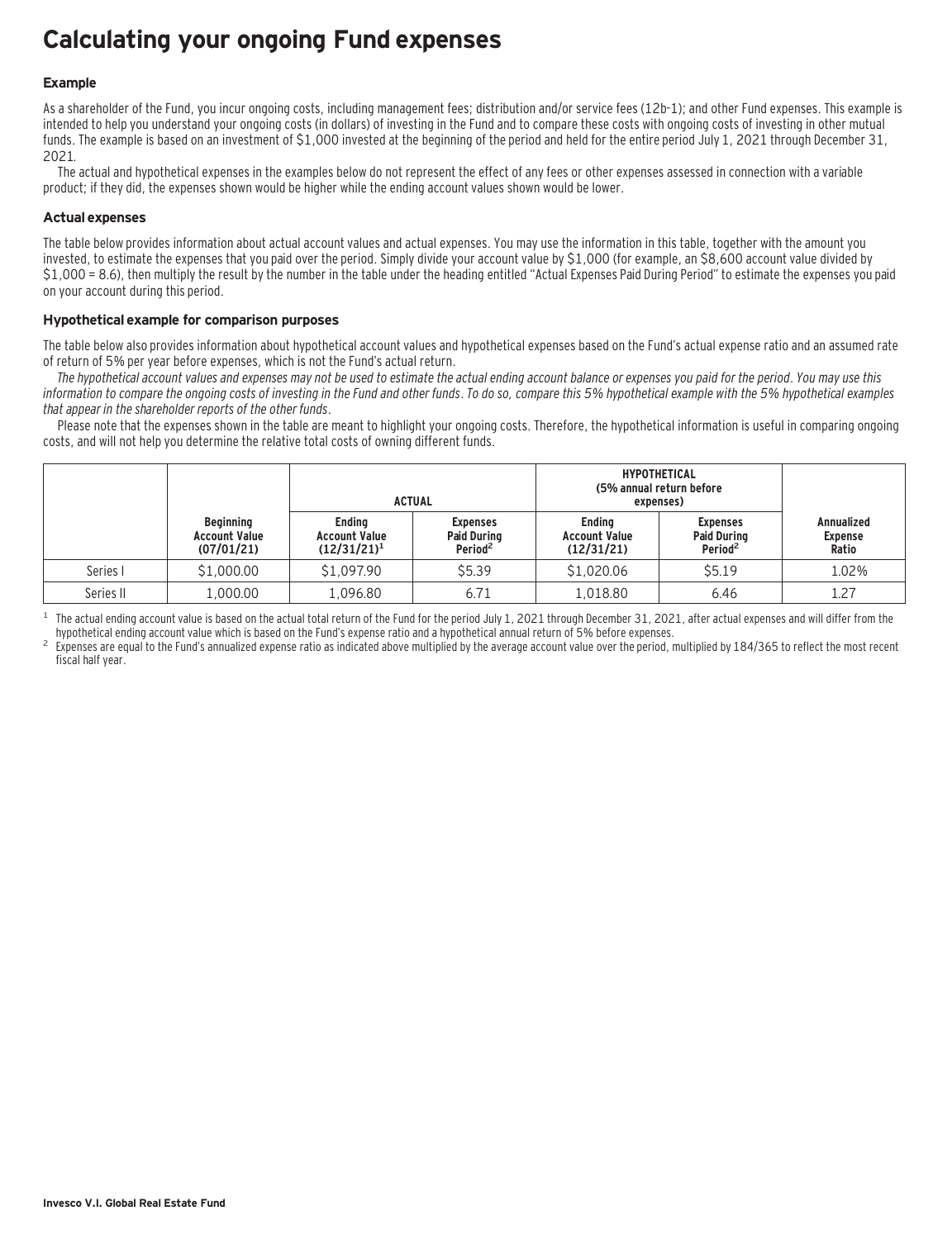# Calculating your ongoing Fund expenses

### Example

As a shareholder of the Fund, you incur ongoing costs, including management fees; distribution and/or service fees (12b-1); and other Fund expenses. This example is intended to help you understand your ongoing costs (in dollars) of investing in the Fund and to compare these costs with ongoing costs of investing in other mutual funds. The example is based on an investment of $1,000 invested at the beginning of the period and held for the entire period July 1, 2021 through December 31, 2021.

The actual and hypothetical expenses in the examples below do not represent the effect of any fees or other expenses assessed in connection with a variable product; if they did, the expenses shown would be higher while the ending account values shown would be lower.

### Actual expenses

The table below provides information about actual account values and actual expenses. You may use the information in this table, together with the amount you invested, to estimate the expenses that you paid over the period. Simply divide your account value by $1,000 (for example, an $8,600 account value divided by $1,000 = 8.6), then multiply the result by the number in the table under the heading entitled "Actual Expenses Paid During Period" to estimate the expenses you paid on your account during this period.

### Hypothetical example for comparison purposes

The table below also provides information about hypothetical account values and hypothetical expenses based on the Fund's actual expense ratio and an assumed rate of return of 5% per year before expenses, which is not the Fund's actual return.

*The hypothetical account values and expenses may not be used to estimate the actual ending account balance or expenses you paid for the period. You may use this information to compare the ongoing costs of investing in the Fund and other funds. To do so, compare this 5% hypothetical example with the 5% hypothetical examples that appear in the shareholder reports of the other funds.*

Please note that the expenses shown in the table are meant to highlight your ongoing costs. Therefore, the hypothetical information is useful in comparing ongoing costs, and will not help you determine the relative total costs of owning different funds.

| | | ACTUAL | | HYPOTHETICAL (5% annual return before expenses) | | |
|---|---|---|---|---|---|---|
| | Beginning Account Value (07/01/21) | Ending Account Value (12/31/21)[1] | Expenses Paid During Period[2] | Ending Account Value (12/31/21) | Expenses Paid During Period[2] | Annualized Expense Ratio |
| Series I | $1,000.00 | $1,097.90 | $5.39 | $1,020.06 | $5.19 | 1.02% |
| Series II | 1,000.00 | 1,096.80 | 6.71 | 1,018.80 | 6.46 | 1.27 |

[1] The actual ending account value is based on the actual total return of the Fund for the period July 1, 2021 through December 31, 2021, after actual expenses and will differ from the hypothetical ending account value which is based on the Fund's expense ratio and a hypothetical annual return of 5% before expenses.

[2] Expenses are equal to the Fund's annualized expense ratio as indicated above multiplied by the average account value over the period, multiplied by 184/365 to reflect the most recent fiscal half year.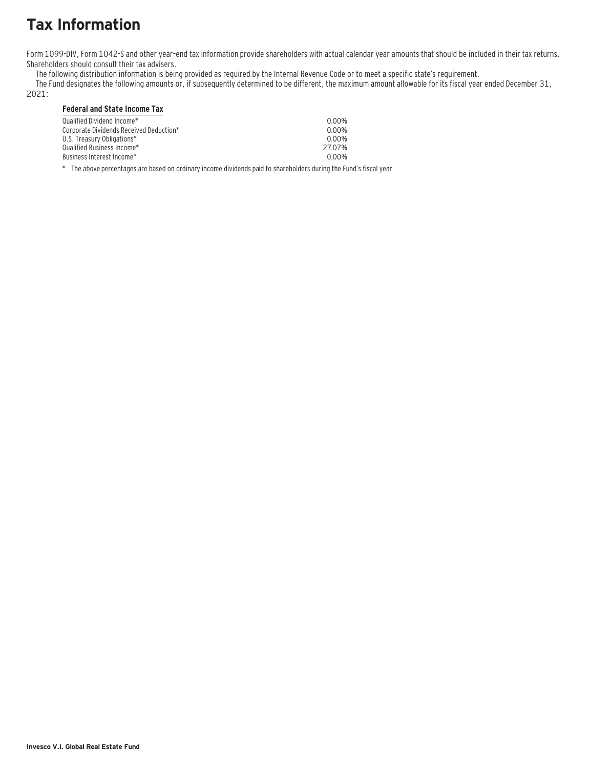# Tax Information

Form 1099-DIV, Form 1042-S and other year–end tax information provide shareholders with actual calendar year amounts that should be included in their tax returns. Shareholders should consult their tax advisers.

The following distribution information is being provided as required by the Internal Revenue Code or to meet a specific state's requirement.

The Fund designates the following amounts or, if subsequently determined to be different, the maximum amount allowable for its fiscal year ended December 31, 2021:

| Federal and State Income Tax | |
|---|---|
| Qualified Dividend Income* | 0.00% |
| Corporate Dividends Received Deduction* | 0.00% |
| U.S. Treasury Obligations* | 0.00% |
| Qualified Business Income* | 27.07% |
| Business Interest Income* | 0.00% |

\* The above percentages are based on ordinary income dividends paid to shareholders during the Fund's fiscal year.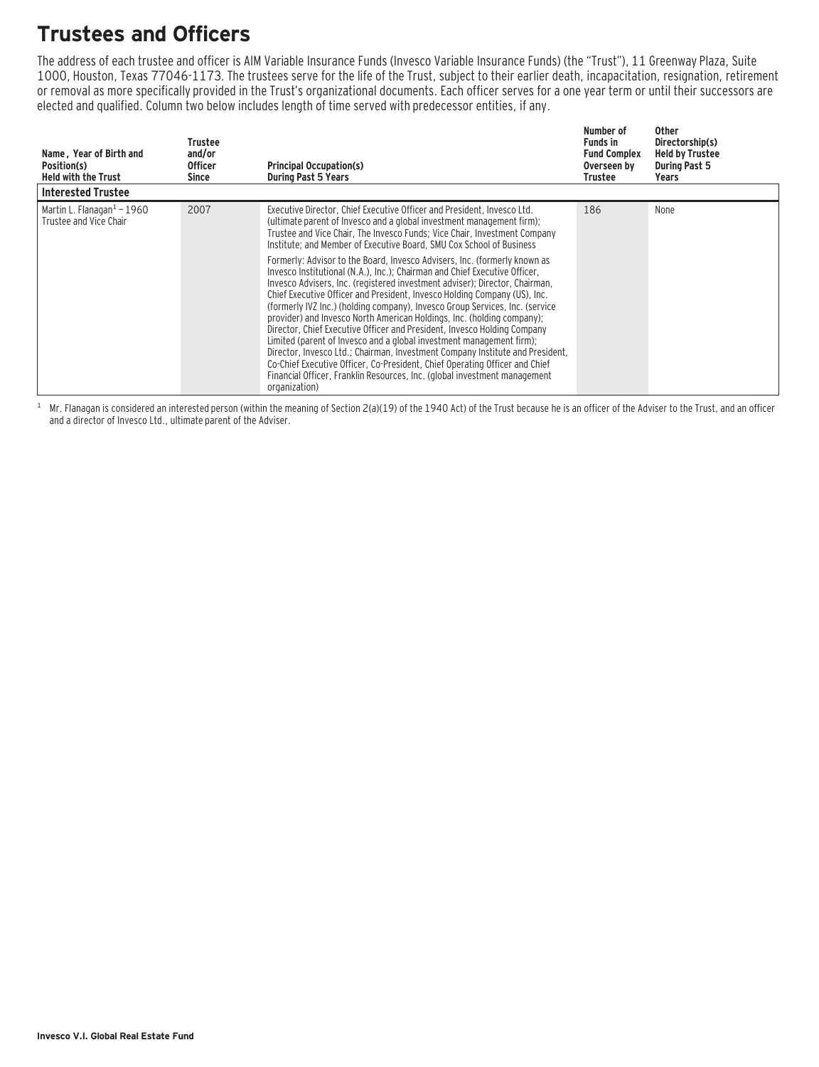# Trustees and Officers

The address of each trustee and officer is AIM Variable Insurance Funds (Invesco Variable Insurance Funds) (the "Trust"), 11 Greenway Plaza, Suite 1000, Houston, Texas 77046-1173. The trustees serve for the life of the Trust, subject to their earlier death, incapacitation, resignation, retirement or removal as more specifically provided in the Trust's organizational documents. Each officer serves for a one year term or until their successors are elected and qualified. Column two below includes length of time served with predecessor entities, if any.

| Name, Year of Birth and Position(s) Held with the Trust | Trustee and/or Officer Since | Principal Occupation(s) During Past 5 Years | Number of Funds in Fund Complex Overseen by Trustee | Other Directorship(s) Held by Trustee During Past 5 Years |
|---|---|---|---|---|
| **Interested Trustee** | | | | |
| Martin L. Flanagan[1] – 1960<br>Trustee and Vice Chair | 2007 | Executive Director, Chief Executive Officer and President, Invesco Ltd. (ultimate parent of Invesco and a global investment management firm); Trustee and Vice Chair, The Invesco Funds; Vice Chair, Investment Company Institute; and Member of Executive Board, SMU Cox School of Business<br><br>Formerly: Advisor to the Board, Invesco Advisers, Inc. (formerly known as Invesco Institutional (N.A.), Inc.); Chairman and Chief Executive Officer, Invesco Advisers, Inc. (registered investment adviser); Director, Chairman, Chief Executive Officer and President, Invesco Holding Company (US), Inc. (formerly IVZ Inc.) (holding company), Invesco Group Services, Inc. (service provider) and Invesco North American Holdings, Inc. (holding company); Director, Chief Executive Officer and President, Invesco Holding Company Limited (parent of Invesco and a global investment management firm); Director, Invesco Ltd.; Chairman, Investment Company Institute and President, Co-Chief Executive Officer, Co-President, Chief Operating Officer and Chief Financial Officer, Franklin Resources, Inc. (global investment management organization) | 186 | None |

[1] Mr. Flanagan is considered an interested person (within the meaning of Section 2(a)(19) of the 1940 Act) of the Trust because he is an officer of the Adviser to the Trust, and an officer and a director of Invesco Ltd., ultimate parent of the Adviser.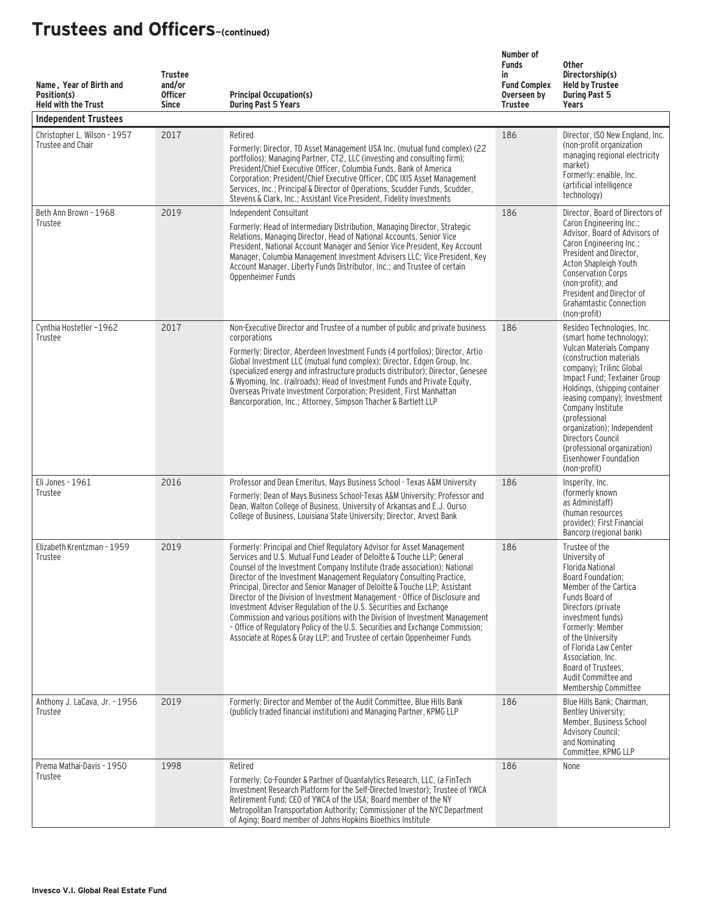# Trustees and Officers–(continued)

| Name, Year of Birth and Position(s) Held with the Trust | Trustee and/or Officer Since | Principal Occupation(s) During Past 5 Years | Number of Funds in Fund Complex Overseen by Trustee | Other Directorship(s) Held by Trustee During Past 5 Years |
|---|---|---|---|---|
| **Independent Trustees** | | | | |
| Christopher L. Wilson - 1957 Trustee and Chair | 2017 | Retired<br>Formerly: Director, TD Asset Management USA Inc. (mutual fund complex) (22 portfolios); Managing Partner, CT2, LLC (investing and consulting firm); President/Chief Executive Officer, Columbia Funds, Bank of America Corporation; President/Chief Executive Officer, CDC IXIS Asset Management Services, Inc.; Principal & Director of Operations, Scudder Funds, Scudder, Stevens & Clark, Inc.; Assistant Vice President, Fidelity Investments | 186 | Director, ISO New England, Inc. (non-profit organization managing regional electricity market)<br>Formerly: enaible, Inc. (artificial intelligence technology) |
| Beth Ann Brown - 1968 Trustee | 2019 | Independent Consultant<br>Formerly: Head of Intermediary Distribution, Managing Director, Strategic Relations, Managing Director, Head of National Accounts, Senior Vice President, National Account Manager and Senior Vice President, Key Account Manager, Columbia Management Investment Advisers LLC; Vice President, Key Account Manager, Liberty Funds Distributor, Inc.; and Trustee of certain Oppenheimer Funds | 186 | Director, Board of Directors of Caron Engineering Inc.; Advisor, Board of Advisors of Caron Engineering Inc.; President and Director, Acton Shapleigh Youth Conservation Corps (non-profit); and President and Director of Grahamtastic Connection (non-profit) |
| Cynthia Hostetler –1962 Trustee | 2017 | Non-Executive Director and Trustee of a number of public and private business corporations<br>Formerly: Director, Aberdeen Investment Funds (4 portfolios); Director, Artio Global Investment LLC (mutual fund complex); Director, Edgen Group, Inc. (specialized energy and infrastructure products distributor); Director, Genesee & Wyoming, Inc. (railroads); Head of Investment Funds and Private Equity, Overseas Private Investment Corporation; President, First Manhattan Bancorporation, Inc.; Attorney, Simpson Thacher & Bartlett LLP | 186 | Resideo Technologies, Inc. (smart home technology); Vulcan Materials Company (construction materials company); Trilinc Global Impact Fund; Textainer Group Holdings, (shipping container leasing company); Investment Company Institute (professional organization); Independent Directors Council (professional organization) Eisenhower Foundation (non-profit) |
| Eli Jones - 1961 Trustee | 2016 | Professor and Dean Emeritus, Mays Business School - Texas A&M University<br>Formerly: Dean of Mays Business School-Texas A&M University; Professor and Dean, Walton College of Business, University of Arkansas and E.J. Ourso College of Business, Louisiana State University; Director, Arvest Bank | 186 | Insperity, Inc. (formerly known as Administaff) (human resources provider); First Financial Bancorp (regional bank) |
| Elizabeth Krentzman - 1959 Trustee | 2019 | Formerly: Principal and Chief Regulatory Advisor for Asset Management Services and U.S. Mutual Fund Leader of Deloitte & Touche LLP; General Counsel of the Investment Company Institute (trade association); National Director of the Investment Management Regulatory Consulting Practice, Principal, Director and Senior Manager of Deloitte & Touche LLP; Assistant Director of the Division of Investment Management - Office of Disclosure and Investment Adviser Regulation of the U.S. Securities and Exchange Commission and various positions with the Division of Investment Management – Office of Regulatory Policy of the U.S. Securities and Exchange Commission; Associate at Ropes & Gray LLP; and Trustee of certain Oppenheimer Funds | 186 | Trustee of the University of Florida National Board Foundation; Member of the Cartica Funds Board of Directors (private investment funds)<br>Formerly: Member of the University of Florida Law Center Association, Inc. Board of Trustees, Audit Committee and Membership Committee |
| Anthony J. LaCava, Jr. – 1956 Trustee | 2019 | Formerly: Director and Member of the Audit Committee, Blue Hills Bank (publicly traded financial institution) and Managing Partner, KPMG LLP | 186 | Blue Hills Bank; Chairman, Bentley University; Member, Business School Advisory Council; and Nominating Committee, KPMG LLP |
| Prema Mathai-Davis - 1950 Trustee | 1998 | Retired<br>Formerly: Co-Founder & Partner of Quantalytics Research, LLC, (a FinTech Investment Research Platform for the Self-Directed Investor); Trustee of YWCA Retirement Fund; CEO of YWCA of the USA; Board member of the NY Metropolitan Transportation Authority; Commissioner of the NYC Department of Aging; Board member of Johns Hopkins Bioethics Institute | 186 | None |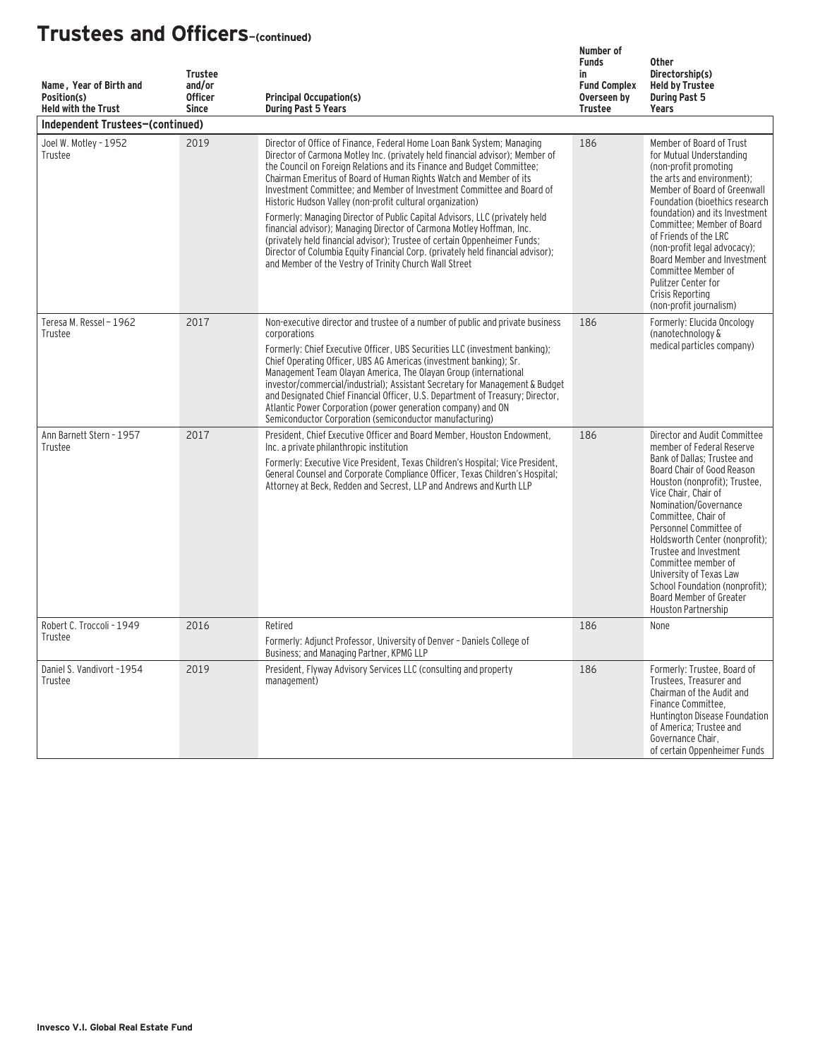# Trustees and Officers–(continued)

| Name , Year of Birth and Position(s) Held with the Trust | Trustee and/or Officer Since | Principal Occupation(s) During Past 5 Years | Number of Funds in Fund Complex Overseen by Trustee | Other Directorship(s) Held by Trustee During Past 5 Years |
|---|---|---|---|---|
| **Independent Trustees–(continued)** | | | | |
| Joel W. Motley - 1952 Trustee | 2019 | Director of Office of Finance, Federal Home Loan Bank System; Managing Director of Carmona Motley Inc. (privately held financial advisor); Member of the Council on Foreign Relations and its Finance and Budget Committee; Chairman Emeritus of Board of Human Rights Watch and Member of its Investment Committee; and Member of Investment Committee and Board of Historic Hudson Valley (non-profit cultural organization) Formerly: Managing Director of Public Capital Advisors, LLC (privately held financial advisor); Managing Director of Carmona Motley Hoffman, Inc. (privately held financial advisor); Trustee of certain Oppenheimer Funds; Director of Columbia Equity Financial Corp. (privately held financial advisor); and Member of the Vestry of Trinity Church Wall Street | 186 | Member of Board of Trust for Mutual Understanding (non-profit promoting the arts and environment); Member of Board of Greenwall Foundation (bioethics research foundation) and its Investment Committee; Member of Board of Friends of the LRC (non-profit legal advocacy); Board Member and Investment Committee Member of Pulitzer Center for Crisis Reporting (non-profit journalism) |
| Teresa M. Ressel – 1962 Trustee | 2017 | Non-executive director and trustee of a number of public and private business corporations Formerly: Chief Executive Officer, UBS Securities LLC (investment banking); Chief Operating Officer, UBS AG Americas (investment banking); Sr. Management Team Olayan America, The Olayan Group (international investor/commercial/industrial); Assistant Secretary for Management & Budget and Designated Chief Financial Officer, U.S. Department of Treasury; Director, Atlantic Power Corporation (power generation company) and ON Semiconductor Corporation (semiconductor manufacturing) | 186 | Formerly: Elucida Oncology (nanotechnology & medical particles company) |
| Ann Barnett Stern - 1957 Trustee | 2017 | President, Chief Executive Officer and Board Member, Houston Endowment, Inc. a private philanthropic institution Formerly: Executive Vice President, Texas Children's Hospital; Vice President, General Counsel and Corporate Compliance Officer, Texas Children's Hospital; Attorney at Beck, Redden and Secrest, LLP and Andrews and Kurth LLP | 186 | Director and Audit Committee member of Federal Reserve Bank of Dallas; Trustee and Board Chair of Good Reason Houston (nonprofit); Trustee, Vice Chair, Chair of Nomination/Governance Committee, Chair of Personnel Committee of Holdsworth Center (nonprofit); Trustee and Investment Committee member of University of Texas Law School Foundation (nonprofit); Board Member of Greater Houston Partnership |
| Robert C. Troccoli - 1949 Trustee | 2016 | Retired Formerly: Adjunct Professor, University of Denver – Daniels College of Business; and Managing Partner, KPMG LLP | 186 | None |
| Daniel S. Vandivort -1954 Trustee | 2019 | President, Flyway Advisory Services LLC (consulting and property management) | 186 | Formerly: Trustee, Board of Trustees, Treasurer and Chairman of the Audit and Finance Committee, Huntington Disease Foundation of America; Trustee and Governance Chair, of certain Oppenheimer Funds |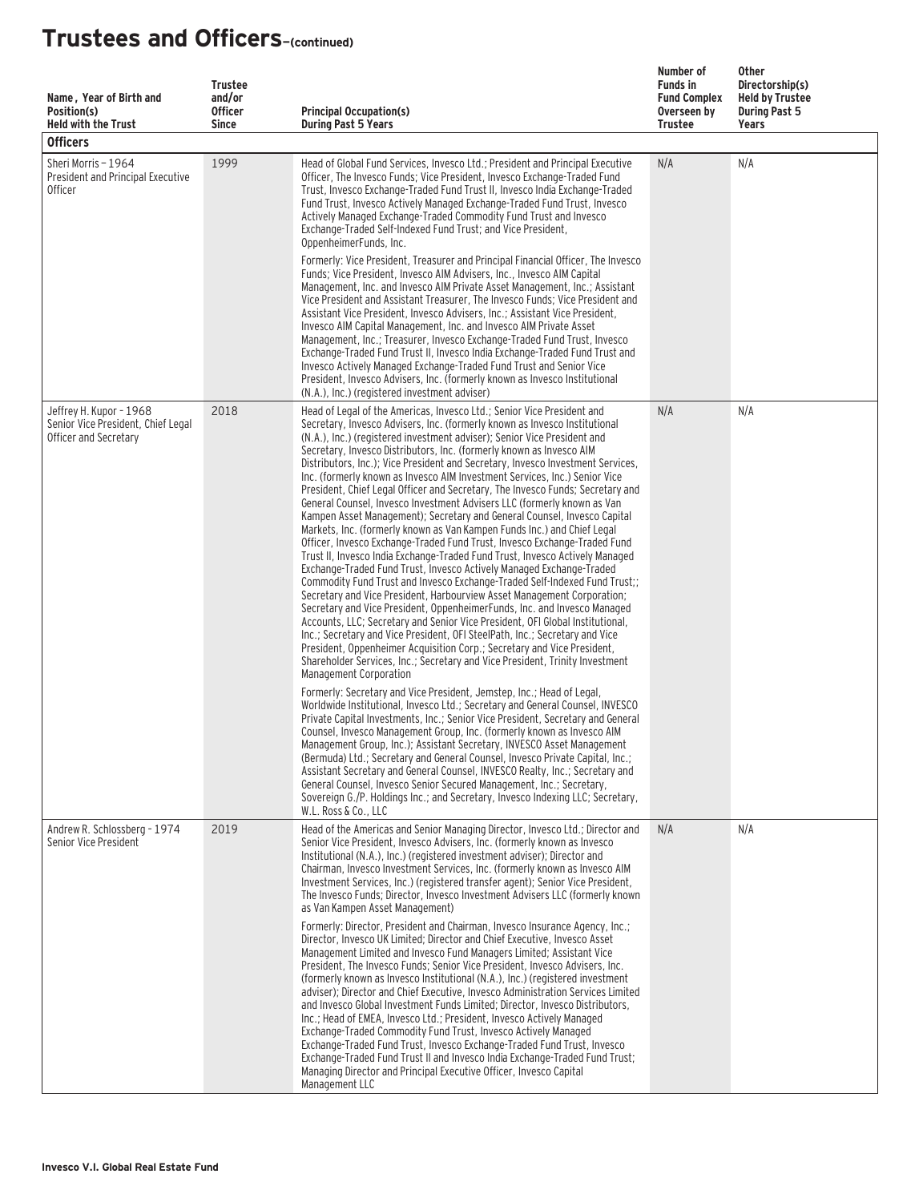# Trustees and Officers–(continued)

| Name, Year of Birth and Position(s) Held with the Trust | Trustee and/or Officer Since | Principal Occupation(s) During Past 5 Years | Number of Funds in Fund Complex Overseen by Trustee | Other Directorship(s) Held by Trustee During Past 5 Years |
|---|---|---|---|---|
| **Officers** | | | | |
| Sheri Morris – 1964<br>President and Principal Executive Officer | 1999 | Head of Global Fund Services, Invesco Ltd.; President and Principal Executive Officer, The Invesco Funds; Vice President, Invesco Exchange-Traded Fund Trust, Invesco Exchange-Traded Fund Trust II, Invesco India Exchange-Traded Fund Trust, Invesco Actively Managed Exchange-Traded Fund Trust, Invesco Actively Managed Exchange-Traded Commodity Fund Trust and Invesco Exchange-Traded Self-Indexed Fund Trust; and Vice President, OppenheimerFunds, Inc.<br><br>Formerly: Vice President, Treasurer and Principal Financial Officer, The Invesco Funds; Vice President, Invesco AIM Advisers, Inc., Invesco AIM Capital Management, Inc. and Invesco AIM Private Asset Management, Inc.; Assistant Vice President and Assistant Treasurer, The Invesco Funds; Vice President and Assistant Vice President, Invesco Advisers, Inc.; Assistant Vice President, Invesco AIM Capital Management, Inc. and Invesco AIM Private Asset Management, Inc.; Treasurer, Invesco Exchange-Traded Fund Trust, Invesco Exchange-Traded Fund Trust II, Invesco India Exchange-Traded Fund Trust and Invesco Actively Managed Exchange-Traded Fund Trust and Senior Vice President, Invesco Advisers, Inc. (formerly known as Invesco Institutional (N.A.), Inc.) (registered investment adviser) | N/A | N/A |
| Jeffrey H. Kupor – 1968<br>Senior Vice President, Chief Legal Officer and Secretary | 2018 | Head of Legal of the Americas, Invesco Ltd.; Senior Vice President and Secretary, Invesco Advisers, Inc. (formerly known as Invesco Institutional (N.A.), Inc.) (registered investment adviser); Senior Vice President and Secretary, Invesco Distributors, Inc. (formerly known as Invesco AIM Distributors, Inc.); Vice President and Secretary, Invesco Investment Services, Inc. (formerly known as Invesco AIM Investment Services, Inc.) Senior Vice President, Chief Legal Officer and Secretary, The Invesco Funds; Secretary and General Counsel, Invesco Investment Advisers LLC (formerly known as Van Kampen Asset Management); Secretary and General Counsel, Invesco Capital Markets, Inc. (formerly known as Van Kampen Funds Inc.) and Chief Legal Officer, Invesco Exchange-Traded Fund Trust, Invesco Exchange-Traded Fund Trust II, Invesco India Exchange-Traded Fund Trust, Invesco Actively Managed Exchange-Traded Fund Trust, Invesco Actively Managed Exchange-Traded Commodity Fund Trust and Invesco Exchange-Traded Self-Indexed Fund Trust;; Secretary and Vice President, Harbourview Asset Management Corporation; Secretary and Vice President, OppenheimerFunds, Inc. and Invesco Managed Accounts, LLC; Secretary and Senior Vice President, OFI Global Institutional, Inc.; Secretary and Vice President, OFI SteelPath, Inc.; Secretary and Vice President, Oppenheimer Acquisition Corp.; Secretary and Vice President, Shareholder Services, Inc.; Secretary and Vice President, Trinity Investment Management Corporation<br><br>Formerly: Secretary and Vice President, Jemstep, Inc.; Head of Legal, Worldwide Institutional, Invesco Ltd.; Secretary and General Counsel, INVESCO Private Capital Investments, Inc.; Senior Vice President, Secretary and General Counsel, Invesco Management Group, Inc. (formerly known as Invesco AIM Management Group, Inc.); Assistant Secretary, INVESCO Asset Management (Bermuda) Ltd.; Secretary and General Counsel, Invesco Private Capital, Inc.; Assistant Secretary and General Counsel, INVESCO Realty, Inc.; Secretary and General Counsel, Invesco Senior Secured Management, Inc.; Secretary, Sovereign G./P. Holdings Inc.; and Secretary, Invesco Indexing LLC; Secretary, W.L. Ross & Co., LLC | N/A | N/A |
| Andrew R. Schlossberg - 1974<br>Senior Vice President | 2019 | Head of the Americas and Senior Managing Director, Invesco Ltd.; Director and Senior Vice President, Invesco Advisers, Inc. (formerly known as Invesco Institutional (N.A.), Inc.) (registered investment adviser); Director and Chairman, Invesco Investment Services, Inc. (formerly known as Invesco AIM Investment Services, Inc.) (registered transfer agent); Senior Vice President, The Invesco Funds; Director, Invesco Investment Advisers LLC (formerly known as Van Kampen Asset Management)<br><br>Formerly: Director, President and Chairman, Invesco Insurance Agency, Inc.; Director, Invesco UK Limited; Director and Chief Executive, Invesco Asset Management Limited and Invesco Fund Managers Limited; Assistant Vice President, The Invesco Funds; Senior Vice President, Invesco Advisers, Inc. (formerly known as Invesco Institutional (N.A.), Inc.) (registered investment adviser); Director and Chief Executive, Invesco Administration Services Limited and Invesco Global Investment Funds Limited; Director, Invesco Distributors, Inc.; Head of EMEA, Invesco Ltd.; President, Invesco Actively Managed Exchange-Traded Commodity Fund Trust, Invesco Actively Managed Exchange-Traded Fund Trust, Invesco Exchange-Traded Fund Trust, Invesco Exchange-Traded Fund Trust II and Invesco India Exchange-Traded Fund Trust; Managing Director and Principal Executive Officer, Invesco Capital Management LLC | N/A | N/A |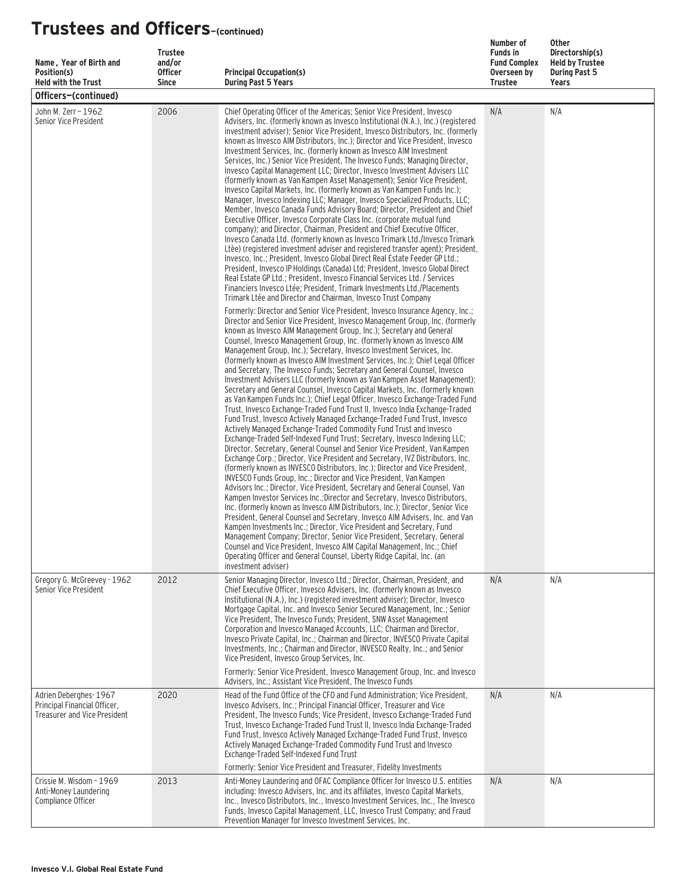## Trustees and Officers—(continued)

| Name, Year of Birth and Position(s) Held with the Trust | Trustee and/or Officer Since | Principal Occupation(s) During Past 5 Years | Number of Funds in Fund Complex Overseen by Trustee | Other Directorship(s) Held by Trustee During Past 5 Years |
|---|---|---|---|---|
| **Officers—(continued)** | | | | |
| John M. Zerr – 1962 Senior Vice President | 2006 | Chief Operating Officer of the Americas; Senior Vice President, Invesco Advisers, Inc. (formerly known as Invesco Institutional (N.A.), Inc.) (registered investment adviser); Senior Vice President, Invesco Distributors, Inc. (formerly known as Invesco AIM Distributors, Inc.); Director and Vice President, Invesco Investment Services, Inc. (formerly known as Invesco AIM Investment Services, Inc.) Senior Vice President, The Invesco Funds; Managing Director, Invesco Capital Management LLC; Director, Invesco Investment Advisers LLC (formerly known as Van Kampen Asset Management); Senior Vice President, Invesco Capital Markets, Inc. (formerly known as Van Kampen Funds Inc.); Manager, Invesco Indexing LLC; Manager, Invesco Specialized Products, LLC; Member, Invesco Canada Funds Advisory Board; Director, President and Chief Executive Officer, Invesco Corporate Class Inc. (corporate mutual fund company); and Director, Chairman, President and Chief Executive Officer, Invesco Canada Ltd. (formerly known as Invesco Trimark Ltd./Invesco Trimark Ltèe) (registered investment adviser and registered transfer agent); President, Invesco, Inc.; President, Invesco Global Direct Real Estate Feeder GP Ltd.; President, Invesco IP Holdings (Canada) Ltd; President, Invesco Global Direct Real Estate GP Ltd.; President, Invesco Financial Services Ltd. / Services Financiers Invesco Ltée; President, Trimark Investments Ltd./Placements Trimark Ltée and Director and Chairman, Invesco Trust Company<br><br>Formerly: Director and Senior Vice President, Invesco Insurance Agency, Inc.; Director and Senior Vice President, Invesco Management Group, Inc. (formerly known as Invesco AIM Management Group, Inc.); Secretary and General Counsel, Invesco Management Group, Inc. (formerly known as Invesco AIM Management Group, Inc.); Secretary, Invesco Investment Services, Inc. (formerly known as Invesco AIM Investment Services, Inc.); Chief Legal Officer and Secretary, The Invesco Funds; Secretary and General Counsel, Invesco Investment Advisers LLC (formerly known as Van Kampen Asset Management); Secretary and General Counsel, Invesco Capital Markets, Inc. (formerly known as Van Kampen Funds Inc.); Chief Legal Officer, Invesco Exchange-Traded Fund Trust, Invesco Exchange-Traded Fund Trust II, Invesco India Exchange-Traded Fund Trust, Invesco Actively Managed Exchange-Traded Fund Trust, Invesco Actively Managed Exchange-Traded Commodity Fund Trust and Invesco Exchange-Traded Self-Indexed Fund Trust; Secretary, Invesco Indexing LLC; Director, Secretary, General Counsel and Senior Vice President, Van Kampen Exchange Corp.; Director, Vice President and Secretary, IVZ Distributors, Inc. (formerly known as INVESCO Distributors, Inc.); Director and Vice President, INVESCO Funds Group, Inc.; Director and Vice President, Van Kampen Advisors Inc.; Director, Vice President, Secretary and General Counsel, Van Kampen Investor Services Inc.;Director and Secretary, Invesco Distributors, Inc. (formerly known as Invesco AIM Distributors, Inc.); Director, Senior Vice President, General Counsel and Secretary, Invesco AIM Advisers, Inc. and Van Kampen Investments Inc.; Director, Vice President and Secretary, Fund Management Company; Director, Senior Vice President, Secretary, General Counsel and Vice President, Invesco AIM Capital Management, Inc.; Chief Operating Officer and General Counsel, Liberty Ridge Capital, Inc. (an investment adviser) | N/A | N/A |
| Gregory G. McGreevey - 1962 Senior Vice President | 2012 | Senior Managing Director, Invesco Ltd.; Director, Chairman, President, and Chief Executive Officer, Invesco Advisers, Inc. (formerly known as Invesco Institutional (N.A.), Inc.) (registered investment adviser); Director, Invesco Mortgage Capital, Inc. and Invesco Senior Secured Management, Inc.; Senior Vice President, The Invesco Funds; President, SNW Asset Management Corporation and Invesco Managed Accounts, LLC; Chairman and Director, Invesco Private Capital, Inc.; Chairman and Director, INVESCO Private Capital Investments, Inc.; Chairman and Director, INVESCO Realty, Inc.; and Senior Vice President, Invesco Group Services, Inc.<br><br>Formerly: Senior Vice President, Invesco Management Group, Inc. and Invesco Advisers, Inc.; Assistant Vice President, The Invesco Funds | N/A | N/A |
| Adrien Deberghes- 1967 Principal Financial Officer, Treasurer and Vice President | 2020 | Head of the Fund Office of the CFO and Fund Administration; Vice President, Invesco Advisers, Inc.; Principal Financial Officer, Treasurer and Vice President, The Invesco Funds; Vice President, Invesco Exchange-Traded Fund Trust, Invesco Exchange-Traded Fund Trust II, Invesco India Exchange-Traded Fund Trust, Invesco Actively Managed Exchange-Traded Fund Trust, Invesco Actively Managed Exchange-Traded Commodity Fund Trust and Invesco Exchange-Traded Self-Indexed Fund Trust<br><br>Formerly: Senior Vice President and Treasurer, Fidelity Investments | N/A | N/A |
| Crissie M. Wisdom - 1969 Anti-Money Laundering Compliance Officer | 2013 | Anti-Money Laundering and OFAC Compliance Officer for Invesco U.S. entities including: Invesco Advisers, Inc. and its affiliates, Invesco Capital Markets, Inc., Invesco Distributors, Inc., Invesco Investment Services, Inc., The Invesco Funds, Invesco Capital Management, LLC, Invesco Trust Company; and Fraud Prevention Manager for Invesco Investment Services, Inc. | N/A | N/A |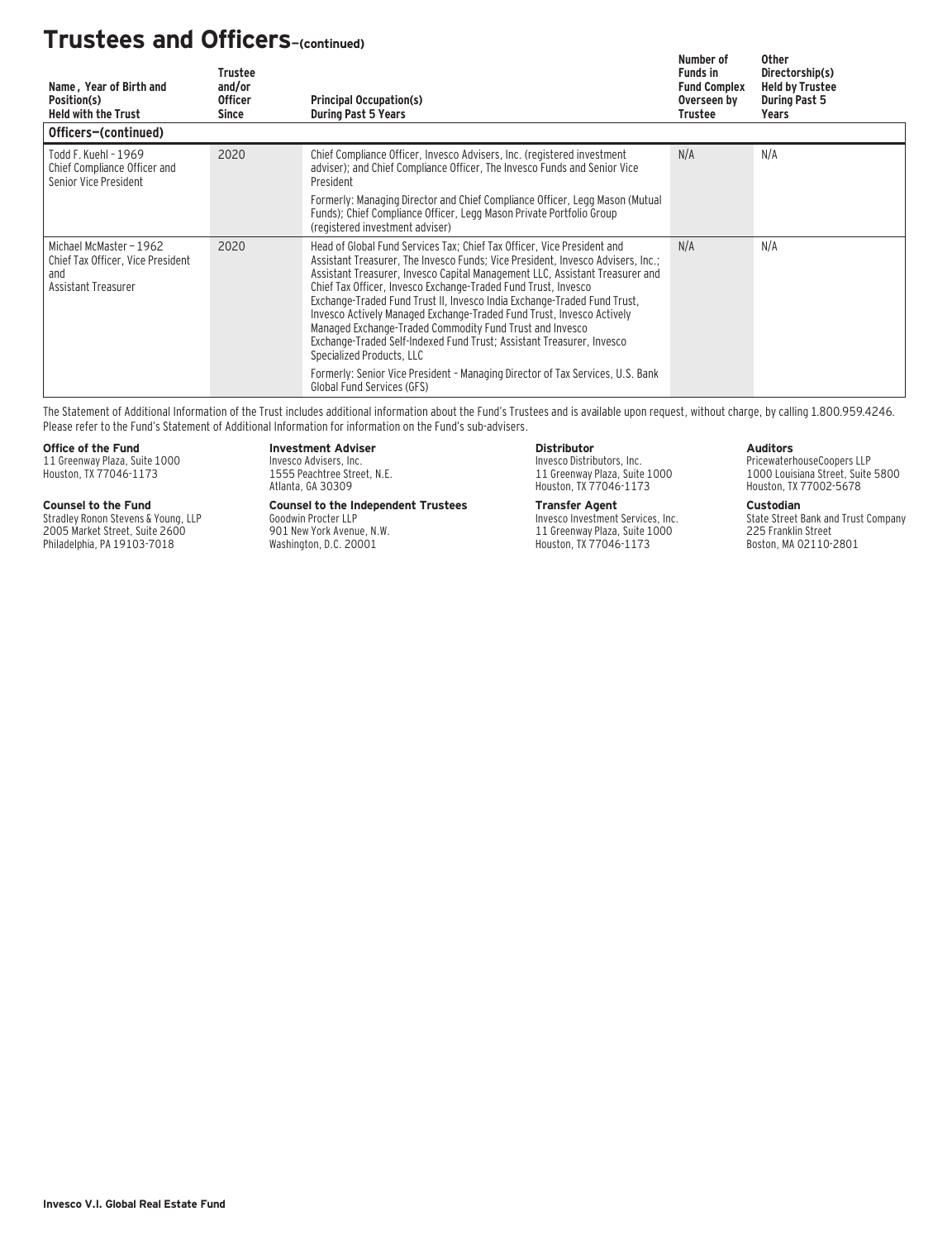# Trustees and Officers—(continued)

| Name, Year of Birth and Position(s) Held with the Trust | Trustee and/or Officer Since | Principal Occupation(s) During Past 5 Years | Number of Funds in Fund Complex Overseen by Trustee | Other Directorship(s) Held by Trustee During Past 5 Years |
|---|---|---|---|---|
| **Officers—(continued)** | | | | |
| Todd F. Kuehl - 1969 Chief Compliance Officer and Senior Vice President | 2020 | Chief Compliance Officer, Invesco Advisers, Inc. (registered investment adviser); and Chief Compliance Officer, The Invesco Funds and Senior Vice President<br><br>Formerly: Managing Director and Chief Compliance Officer, Legg Mason (Mutual Funds); Chief Compliance Officer, Legg Mason Private Portfolio Group (registered investment adviser) | N/A | N/A |
| Michael McMaster – 1962 Chief Tax Officer, Vice President and Assistant Treasurer | 2020 | Head of Global Fund Services Tax; Chief Tax Officer, Vice President and Assistant Treasurer, The Invesco Funds; Vice President, Invesco Advisers, Inc.; Assistant Treasurer, Invesco Capital Management LLC, Assistant Treasurer and Chief Tax Officer, Invesco Exchange-Traded Fund Trust, Invesco Exchange-Traded Fund Trust II, Invesco India Exchange-Traded Fund Trust, Invesco Actively Managed Exchange-Traded Fund Trust, Invesco Actively Managed Exchange-Traded Commodity Fund Trust and Invesco Exchange-Traded Self-Indexed Fund Trust; Assistant Treasurer, Invesco Specialized Products, LLC<br><br>Formerly: Senior Vice President - Managing Director of Tax Services, U.S. Bank Global Fund Services (GFS) | N/A | N/A |

The Statement of Additional Information of the Trust includes additional information about the Fund's Trustees and is available upon request, without charge, by calling 1.800.959.4246. Please refer to the Fund's Statement of Additional Information for information on the Fund's sub-advisers.

**Office of the Fund**
11 Greenway Plaza, Suite 1000
Houston, TX 77046-1173

**Counsel to the Fund**
Stradley Ronon Stevens & Young, LLP
2005 Market Street, Suite 2600
Philadelphia, PA 19103-7018

**Investment Adviser**
Invesco Advisers, Inc.
1555 Peachtree Street, N.E.
Atlanta, GA 30309

**Counsel to the Independent Trustees**
Goodwin Procter LLP
901 New York Avenue, N.W.
Washington, D.C. 20001

**Distributor**
Invesco Distributors, Inc.
11 Greenway Plaza, Suite 1000
Houston, TX 77046-1173

**Transfer Agent**
Invesco Investment Services, Inc.
11 Greenway Plaza, Suite 1000
Houston, TX 77046-1173

**Auditors**
PricewaterhouseCoopers LLP
1000 Louisiana Street, Suite 5800
Houston, TX 77002-5678

**Custodian**
State Street Bank and Trust Company
225 Franklin Street
Boston, MA 02110-2801